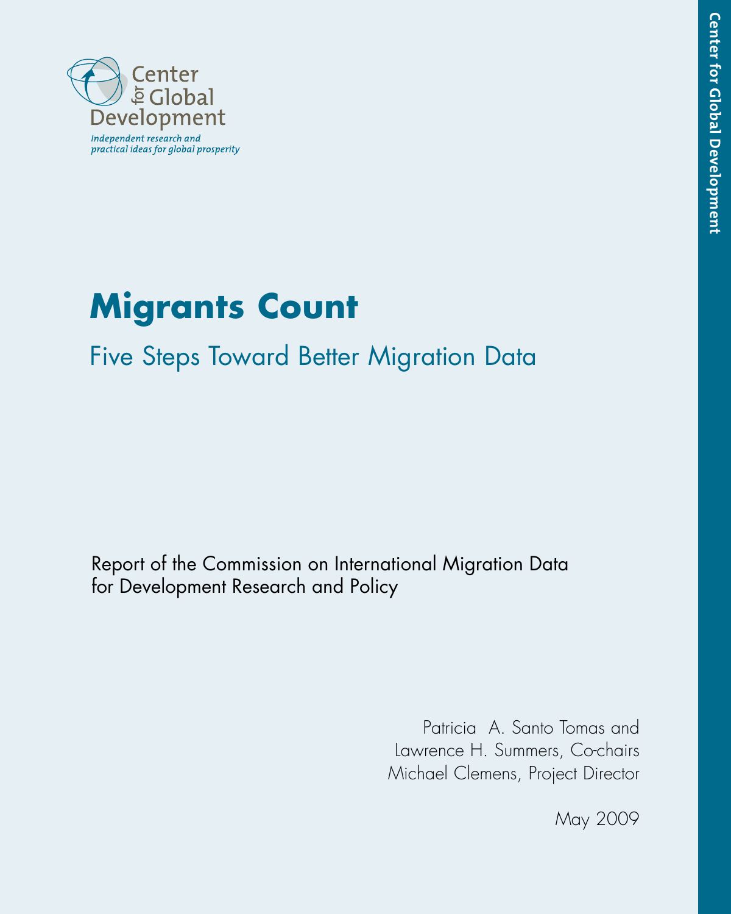Center for Global Development

*Independent research and practical ideas for global prosperity*

# Migrants Count

## Five Steps Toward Better Migration Data

Report of the Commission on International Migration Data for Development Research and Policy

Patricia A. Santo Tomas and
Lawrence H. Summers, Co-chairs
Michael Clemens, Project Director

May 2009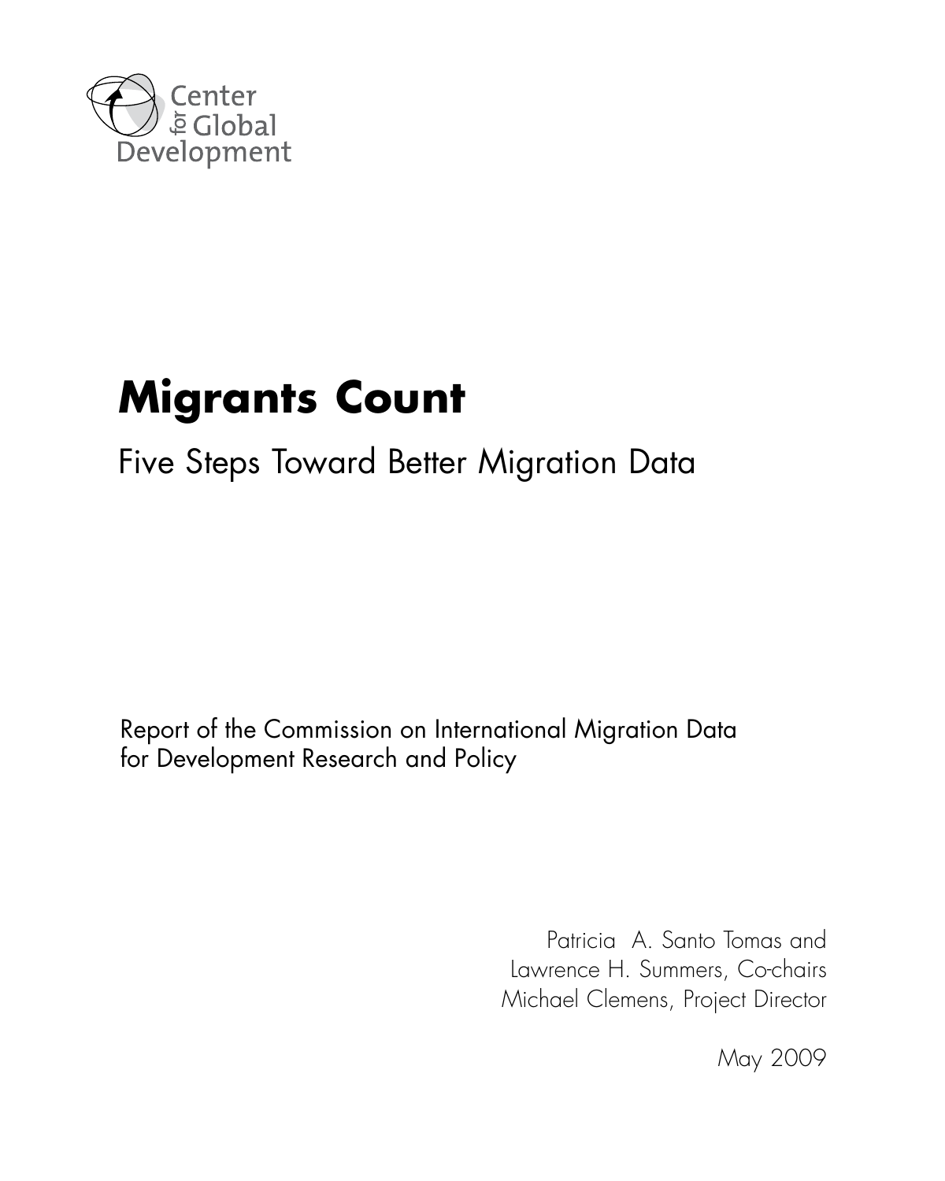Center for Global Development

# Migrants Count

## Five Steps Toward Better Migration Data

Report of the Commission on International Migration Data for Development Research and Policy

Patricia A. Santo Tomas and Lawrence H. Summers, Co-chairs
Michael Clemens, Project Director

May 2009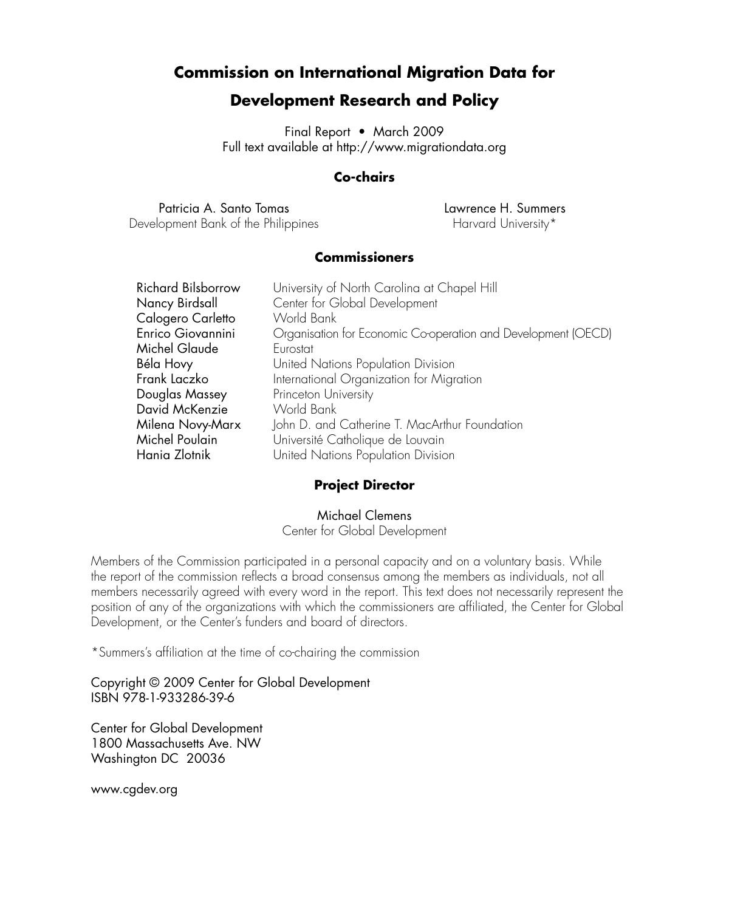# Commission on International Migration Data for Development Research and Policy

Final Report • March 2009
Full text available at http://www.migrationdata.org

## Co-chairs

Patricia A. Santo Tomas
Development Bank of the Philippines

Lawrence H. Summers
Harvard University*

## Commissioners

| | |
|---|---|
| Richard Bilsborrow | University of North Carolina at Chapel Hill |
| Nancy Birdsall | Center for Global Development |
| Calogero Carletto | World Bank |
| Enrico Giovannini | Organisation for Economic Co-operation and Development (OECD) |
| Michel Glaude | Eurostat |
| Béla Hovy | United Nations Population Division |
| Frank Laczko | International Organization for Migration |
| Douglas Massey | Princeton University |
| David McKenzie | World Bank |
| Milena Novy-Marx | John D. and Catherine T. MacArthur Foundation |
| Michel Poulain | Université Catholique de Louvain |
| Hania Zlotnik | United Nations Population Division |

## Project Director

Michael Clemens
Center for Global Development

Members of the Commission participated in a personal capacity and on a voluntary basis. While the report of the commission reflects a broad consensus among the members as individuals, not all members necessarily agreed with every word in the report. This text does not necessarily represent the position of any of the organizations with which the commissioners are affiliated, the Center for Global Development, or the Center's funders and board of directors.

*Summers's affiliation at the time of co-chairing the commission

Copyright © 2009 Center for Global Development
ISBN 978-1-933286-39-6

Center for Global Development
1800 Massachusetts Ave. NW
Washington DC 20036

www.cgdev.org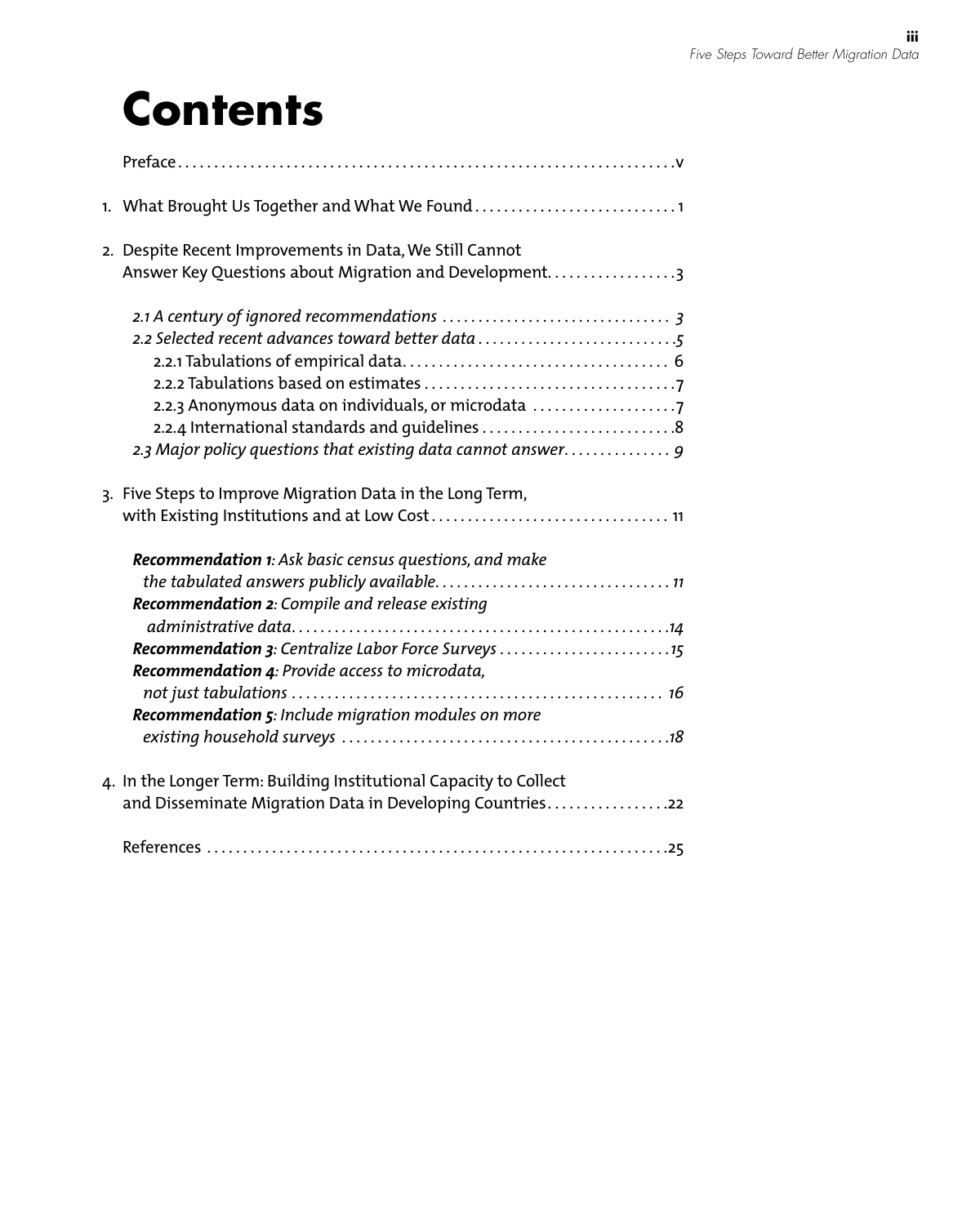# Contents

Preface ..................................................................... v

1. What Brought Us Together and What We Found ............................. 1

2. Despite Recent Improvements in Data, We Still Cannot Answer Key Questions about Migration and Development ................. 3

   *2.1 A century of ignored recommendations* ................................ *3*
   
   *2.2 Selected recent advances toward better data* ........................ *5*
   
   2.2.1 Tabulations of empirical data ..................................... 6
   
   2.2.2 Tabulations based on estimates .................................... 7
   
   2.2.3 Anonymous data on individuals, or microdata ....................... 7
   
   2.2.4 International standards and guidelines ............................ 8
   
   *2.3 Major policy questions that existing data cannot answer* ............ *9*

3. Five Steps to Improve Migration Data in the Long Term, with Existing Institutions and at Low Cost ................................. 11

   ***Recommendation 1****: Ask basic census questions, and make the tabulated answers publicly available* ................................ *11*
   
   ***Recommendation 2****: Compile and release existing administrative data* ................................................... *14*
   
   ***Recommendation 3****: Centralize Labor Force Surveys* ........................ *15*
   
   ***Recommendation 4****: Provide access to microdata, not just tabulations* ................................................... *16*
   
   ***Recommendation 5****: Include migration modules on more existing household surveys* ............................................. *18*

4. In the Longer Term: Building Institutional Capacity to Collect and Disseminate Migration Data in Developing Countries ................. 22

References .................................................................. 25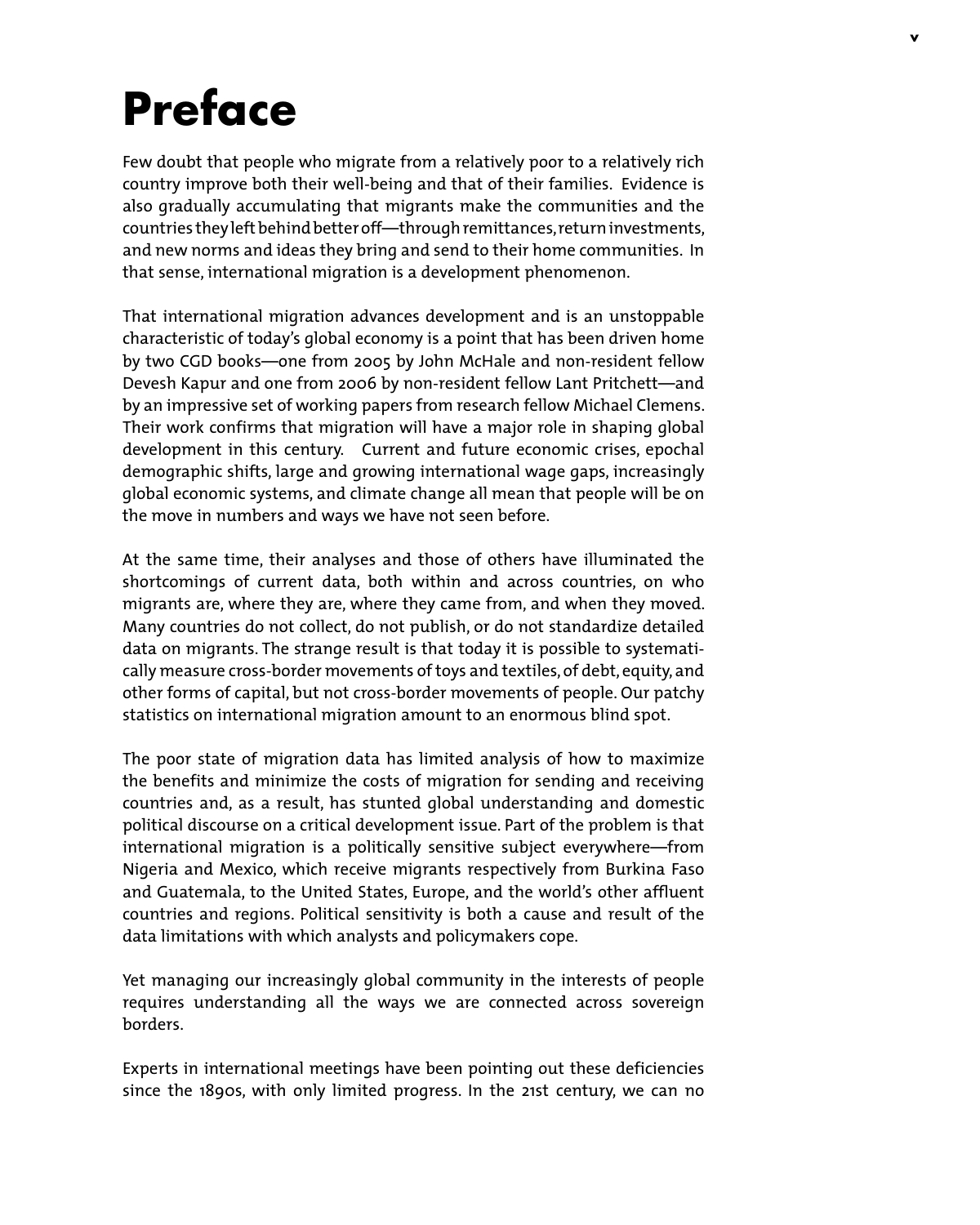# Preface

Few doubt that people who migrate from a relatively poor to a relatively rich country improve both their well-being and that of their families. Evidence is also gradually accumulating that migrants make the communities and the countries they left behind better off—through remittances, return investments, and new norms and ideas they bring and send to their home communities. In that sense, international migration is a development phenomenon.

That international migration advances development and is an unstoppable characteristic of today's global economy is a point that has been driven home by two CGD books—one from 2005 by John McHale and non-resident fellow Devesh Kapur and one from 2006 by non-resident fellow Lant Pritchett—and by an impressive set of working papers from research fellow Michael Clemens. Their work confirms that migration will have a major role in shaping global development in this century. Current and future economic crises, epochal demographic shifts, large and growing international wage gaps, increasingly global economic systems, and climate change all mean that people will be on the move in numbers and ways we have not seen before.

At the same time, their analyses and those of others have illuminated the shortcomings of current data, both within and across countries, on who migrants are, where they are, where they came from, and when they moved. Many countries do not collect, do not publish, or do not standardize detailed data on migrants. The strange result is that today it is possible to systematically measure cross-border movements of toys and textiles, of debt, equity, and other forms of capital, but not cross-border movements of people. Our patchy statistics on international migration amount to an enormous blind spot.

The poor state of migration data has limited analysis of how to maximize the benefits and minimize the costs of migration for sending and receiving countries and, as a result, has stunted global understanding and domestic political discourse on a critical development issue. Part of the problem is that international migration is a politically sensitive subject everywhere—from Nigeria and Mexico, which receive migrants respectively from Burkina Faso and Guatemala, to the United States, Europe, and the world's other affluent countries and regions. Political sensitivity is both a cause and result of the data limitations with which analysts and policymakers cope.

Yet managing our increasingly global community in the interests of people requires understanding all the ways we are connected across sovereign borders.

Experts in international meetings have been pointing out these deficiencies since the 1890s, with only limited progress. In the 21st century, we can no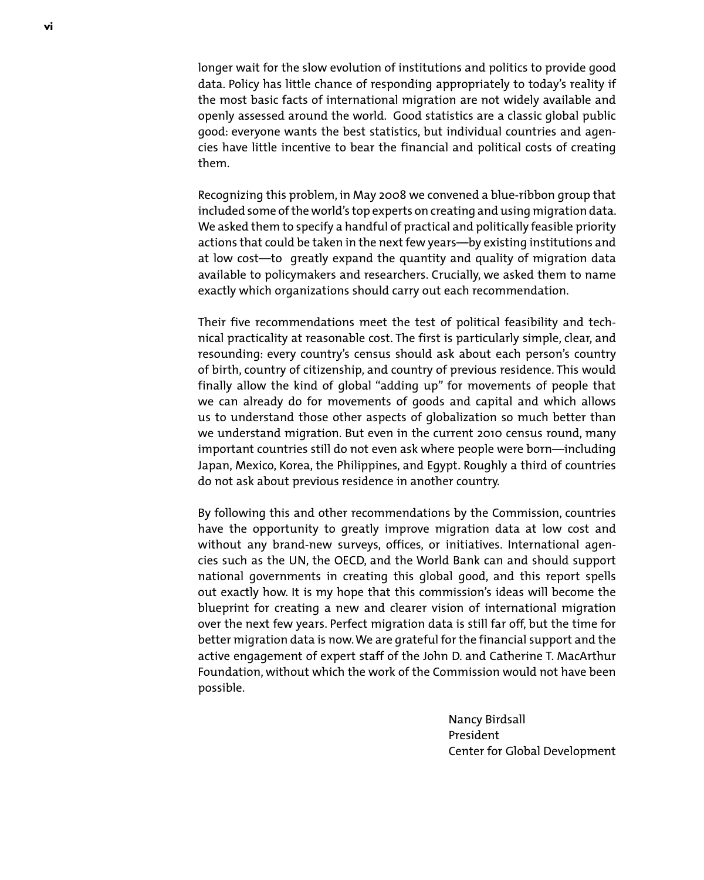longer wait for the slow evolution of institutions and politics to provide good data. Policy has little chance of responding appropriately to today's reality if the most basic facts of international migration are not widely available and openly assessed around the world. Good statistics are a classic global public good: everyone wants the best statistics, but individual countries and agencies have little incentive to bear the financial and political costs of creating them.

Recognizing this problem, in May 2008 we convened a blue-ribbon group that included some of the world's top experts on creating and using migration data. We asked them to specify a handful of practical and politically feasible priority actions that could be taken in the next few years—by existing institutions and at low cost—to greatly expand the quantity and quality of migration data available to policymakers and researchers. Crucially, we asked them to name exactly which organizations should carry out each recommendation.

Their five recommendations meet the test of political feasibility and technical practicality at reasonable cost. The first is particularly simple, clear, and resounding: every country's census should ask about each person's country of birth, country of citizenship, and country of previous residence. This would finally allow the kind of global "adding up" for movements of people that we can already do for movements of goods and capital and which allows us to understand those other aspects of globalization so much better than we understand migration. But even in the current 2010 census round, many important countries still do not even ask where people were born—including Japan, Mexico, Korea, the Philippines, and Egypt. Roughly a third of countries do not ask about previous residence in another country.

By following this and other recommendations by the Commission, countries have the opportunity to greatly improve migration data at low cost and without any brand-new surveys, offices, or initiatives. International agencies such as the UN, the OECD, and the World Bank can and should support national governments in creating this global good, and this report spells out exactly how. It is my hope that this commission's ideas will become the blueprint for creating a new and clearer vision of international migration over the next few years. Perfect migration data is still far off, but the time for better migration data is now. We are grateful for the financial support and the active engagement of expert staff of the John D. and Catherine T. MacArthur Foundation, without which the work of the Commission would not have been possible.

Nancy Birdsall
President
Center for Global Development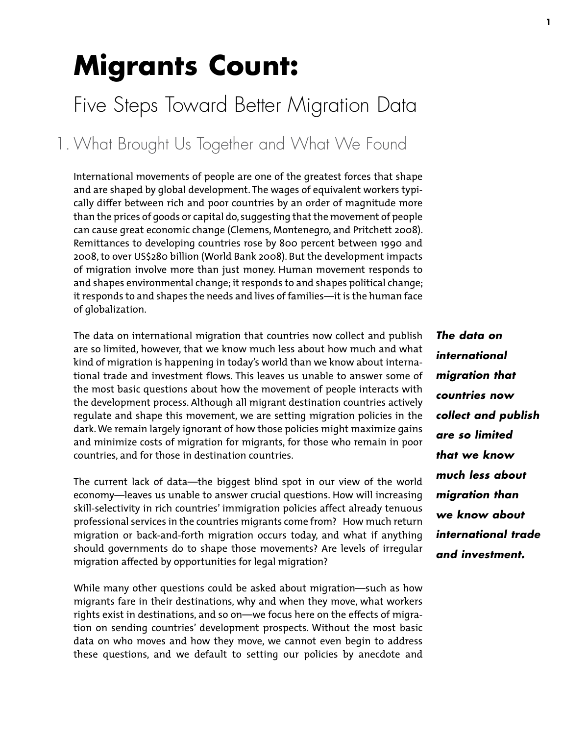# Migrants Count:

## Five Steps Toward Better Migration Data

### 1. What Brought Us Together and What We Found

International movements of people are one of the greatest forces that shape and are shaped by global development. The wages of equivalent workers typically differ between rich and poor countries by an order of magnitude more than the prices of goods or capital do, suggesting that the movement of people can cause great economic change (Clemens, Montenegro, and Pritchett 2008). Remittances to developing countries rose by 800 percent between 1990 and 2008, to over US$280 billion (World Bank 2008). But the development impacts of migration involve more than just money. Human movement responds to and shapes environmental change; it responds to and shapes political change; it responds to and shapes the needs and lives of families—it is the human face of globalization.

The data on international migration that countries now collect and publish are so limited, however, that we know much less about how much and what kind of migration is happening in today's world than we know about international trade and investment flows. This leaves us unable to answer some of the most basic questions about how the movement of people interacts with the development process. Although all migrant destination countries actively regulate and shape this movement, we are setting migration policies in the dark. We remain largely ignorant of how those policies might maximize gains and minimize costs of migration for migrants, for those who remain in poor countries, and for those in destination countries.

***The data on international migration that countries now collect and publish are so limited that we know much less about migration than we know about international trade and investment.***

The current lack of data—the biggest blind spot in our view of the world economy—leaves us unable to answer crucial questions. How will increasing skill-selectivity in rich countries' immigration policies affect already tenuous professional services in the countries migrants come from? How much return migration or back-and-forth migration occurs today, and what if anything should governments do to shape those movements? Are levels of irregular migration affected by opportunities for legal migration?

While many other questions could be asked about migration—such as how migrants fare in their destinations, why and when they move, what workers rights exist in destinations, and so on—we focus here on the effects of migration on sending countries' development prospects. Without the most basic data on who moves and how they move, we cannot even begin to address these questions, and we default to setting our policies by anecdote and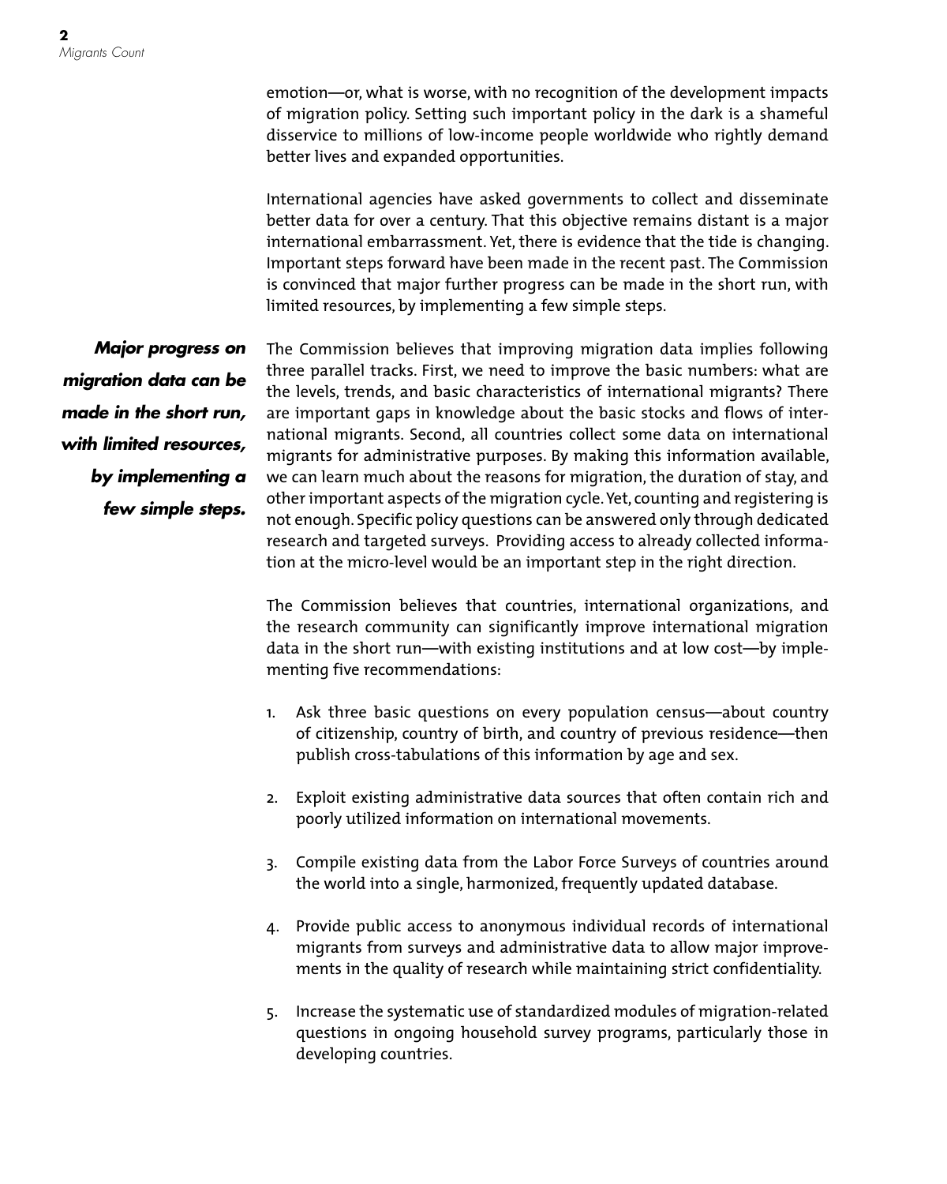emotion—or, what is worse, with no recognition of the development impacts of migration policy. Setting such important policy in the dark is a shameful disservice to millions of low-income people worldwide who rightly demand better lives and expanded opportunities.

International agencies have asked governments to collect and disseminate better data for over a century. That this objective remains distant is a major international embarrassment. Yet, there is evidence that the tide is changing. Important steps forward have been made in the recent past. The Commission is convinced that major further progress can be made in the short run, with limited resources, by implementing a few simple steps.

***Major progress on migration data can be made in the short run, with limited resources, by implementing a few simple steps.***

The Commission believes that improving migration data implies following three parallel tracks. First, we need to improve the basic numbers: what are the levels, trends, and basic characteristics of international migrants? There are important gaps in knowledge about the basic stocks and flows of international migrants. Second, all countries collect some data on international migrants for administrative purposes. By making this information available, we can learn much about the reasons for migration, the duration of stay, and other important aspects of the migration cycle. Yet, counting and registering is not enough. Specific policy questions can be answered only through dedicated research and targeted surveys. Providing access to already collected information at the micro-level would be an important step in the right direction.

The Commission believes that countries, international organizations, and the research community can significantly improve international migration data in the short run—with existing institutions and at low cost—by implementing five recommendations:

1. Ask three basic questions on every population census—about country of citizenship, country of birth, and country of previous residence—then publish cross-tabulations of this information by age and sex.

2. Exploit existing administrative data sources that often contain rich and poorly utilized information on international movements.

3. Compile existing data from the Labor Force Surveys of countries around the world into a single, harmonized, frequently updated database.

4. Provide public access to anonymous individual records of international migrants from surveys and administrative data to allow major improvements in the quality of research while maintaining strict confidentiality.

5. Increase the systematic use of standardized modules of migration-related questions in ongoing household survey programs, particularly those in developing countries.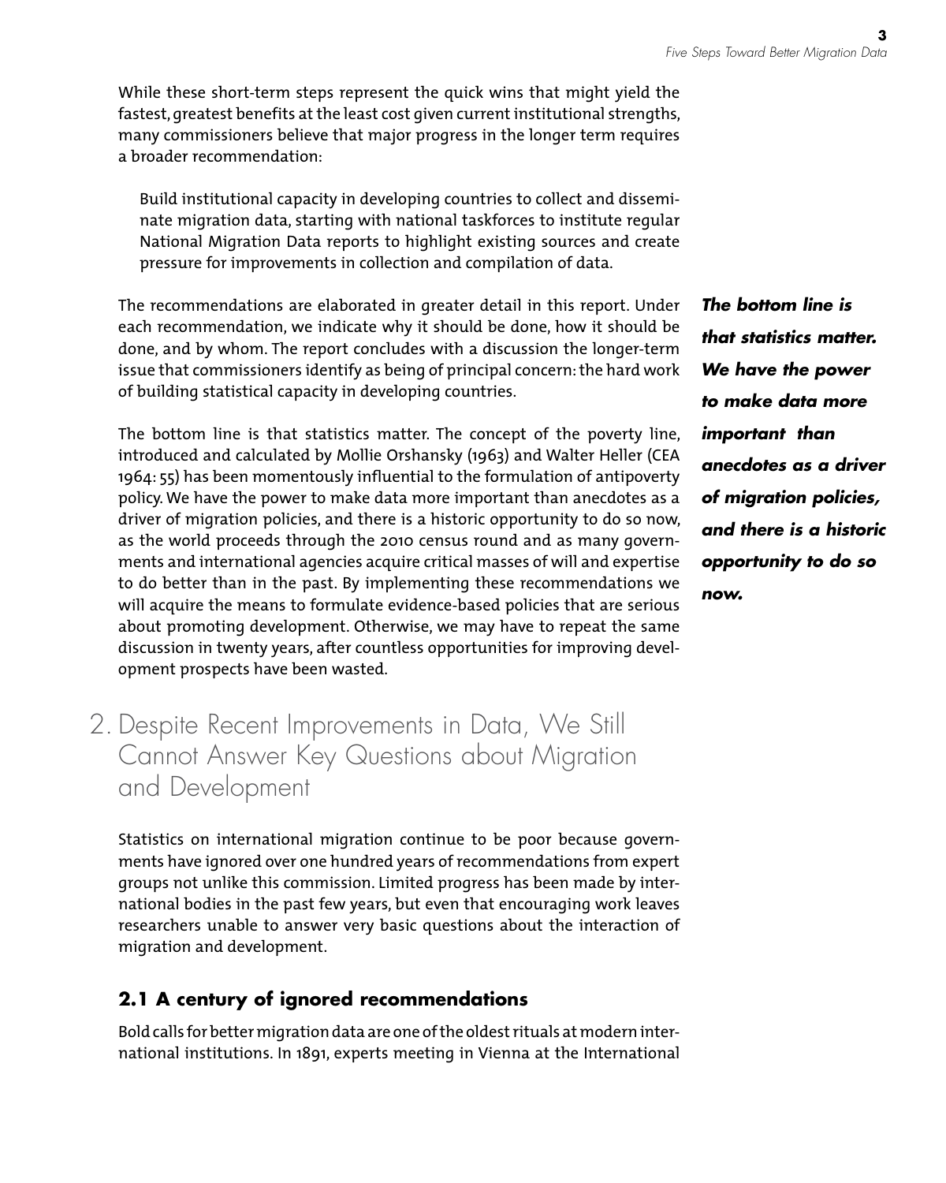While these short-term steps represent the quick wins that might yield the fastest, greatest benefits at the least cost given current institutional strengths, many commissioners believe that major progress in the longer term requires a broader recommendation:

> Build institutional capacity in developing countries to collect and disseminate migration data, starting with national taskforces to institute regular National Migration Data reports to highlight existing sources and create pressure for improvements in collection and compilation of data.

The recommendations are elaborated in greater detail in this report. Under each recommendation, we indicate why it should be done, how it should be done, and by whom. The report concludes with a discussion the longer-term issue that commissioners identify as being of principal concern: the hard work of building statistical capacity in developing countries.

***The bottom line is that statistics matter. We have the power to make data more important than anecdotes as a driver of migration policies, and there is a historic opportunity to do so now.***

The bottom line is that statistics matter. The concept of the poverty line, introduced and calculated by Mollie Orshansky (1963) and Walter Heller (CEA 1964: 55) has been momentously influential to the formulation of antipoverty policy. We have the power to make data more important than anecdotes as a driver of migration policies, and there is a historic opportunity to do so now, as the world proceeds through the 2010 census round and as many governments and international agencies acquire critical masses of will and expertise to do better than in the past. By implementing these recommendations we will acquire the means to formulate evidence-based policies that are serious about promoting development. Otherwise, we may have to repeat the same discussion in twenty years, after countless opportunities for improving development prospects have been wasted.

# 2. Despite Recent Improvements in Data, We Still Cannot Answer Key Questions about Migration and Development

Statistics on international migration continue to be poor because governments have ignored over one hundred years of recommendations from expert groups not unlike this commission. Limited progress has been made by international bodies in the past few years, but even that encouraging work leaves researchers unable to answer very basic questions about the interaction of migration and development.

## 2.1 A century of ignored recommendations

Bold calls for better migration data are one of the oldest rituals at modern international institutions. In 1891, experts meeting in Vienna at the International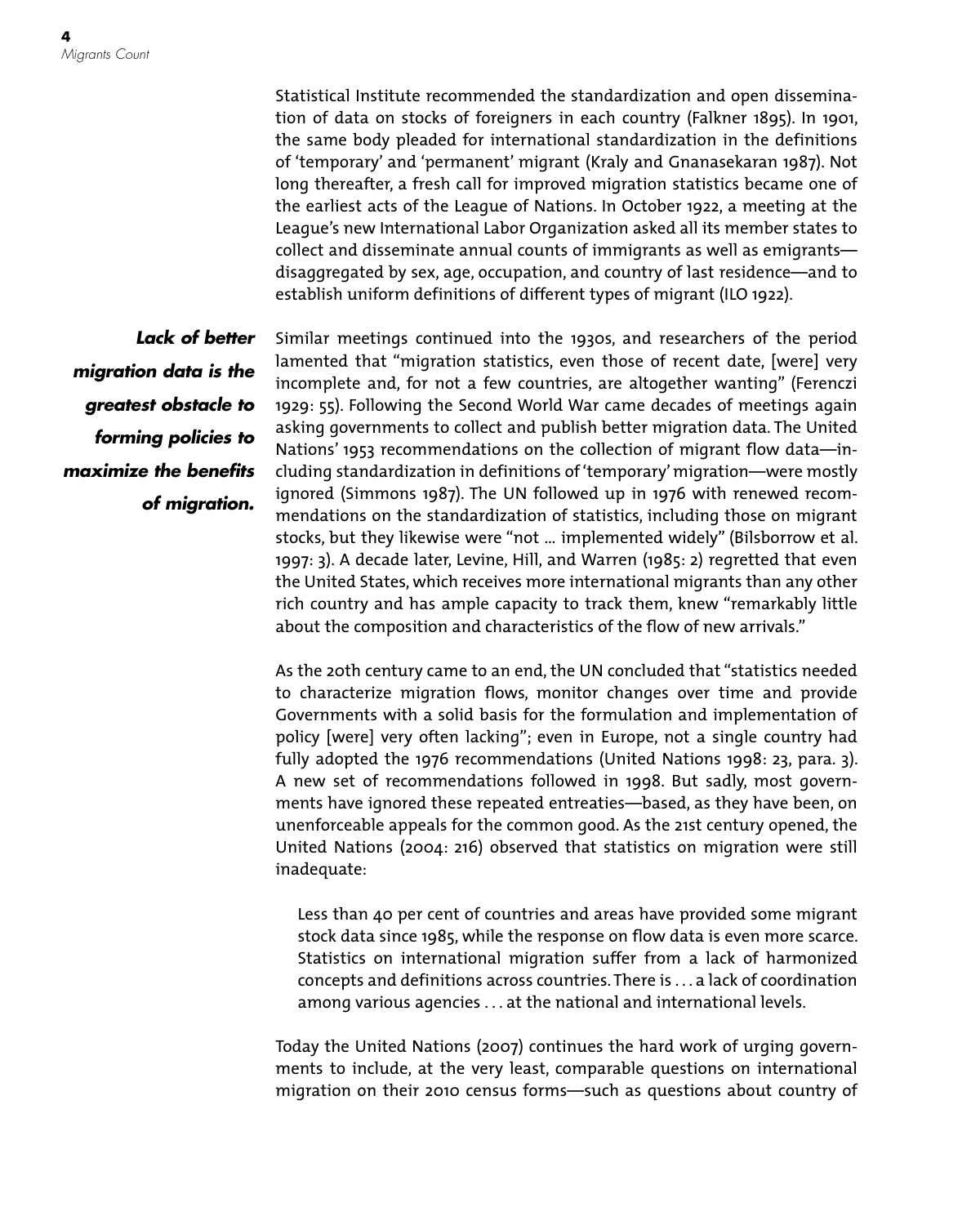Statistical Institute recommended the standardization and open dissemination of data on stocks of foreigners in each country (Falkner 1895). In 1901, the same body pleaded for international standardization in the definitions of 'temporary' and 'permanent' migrant (Kraly and Gnanasekaran 1987). Not long thereafter, a fresh call for improved migration statistics became one of the earliest acts of the League of Nations. In October 1922, a meeting at the League's new International Labor Organization asked all its member states to collect and disseminate annual counts of immigrants as well as emigrants—disaggregated by sex, age, occupation, and country of last residence—and to establish uniform definitions of different types of migrant (ILO 1922).

***Lack of better migration data is the greatest obstacle to forming policies to maximize the benefits of migration.***

Similar meetings continued into the 1930s, and researchers of the period lamented that "migration statistics, even those of recent date, [were] very incomplete and, for not a few countries, are altogether wanting" (Ferenczi 1929: 55). Following the Second World War came decades of meetings again asking governments to collect and publish better migration data. The United Nations' 1953 recommendations on the collection of migrant flow data—including standardization in definitions of 'temporary' migration—were mostly ignored (Simmons 1987). The UN followed up in 1976 with renewed recommendations on the standardization of statistics, including those on migrant stocks, but they likewise were "not ... implemented widely" (Bilsborrow et al. 1997: 3). A decade later, Levine, Hill, and Warren (1985: 2) regretted that even the United States, which receives more international migrants than any other rich country and has ample capacity to track them, knew "remarkably little about the composition and characteristics of the flow of new arrivals."

As the 20th century came to an end, the UN concluded that "statistics needed to characterize migration flows, monitor changes over time and provide Governments with a solid basis for the formulation and implementation of policy [were] very often lacking"; even in Europe, not a single country had fully adopted the 1976 recommendations (United Nations 1998: 23, para. 3). A new set of recommendations followed in 1998. But sadly, most governments have ignored these repeated entreaties—based, as they have been, on unenforceable appeals for the common good. As the 21st century opened, the United Nations (2004: 216) observed that statistics on migration were still inadequate:

> Less than 40 per cent of countries and areas have provided some migrant stock data since 1985, while the response on flow data is even more scarce. Statistics on international migration suffer from a lack of harmonized concepts and definitions across countries. There is . . . a lack of coordination among various agencies . . . at the national and international levels.

Today the United Nations (2007) continues the hard work of urging governments to include, at the very least, comparable questions on international migration on their 2010 census forms—such as questions about country of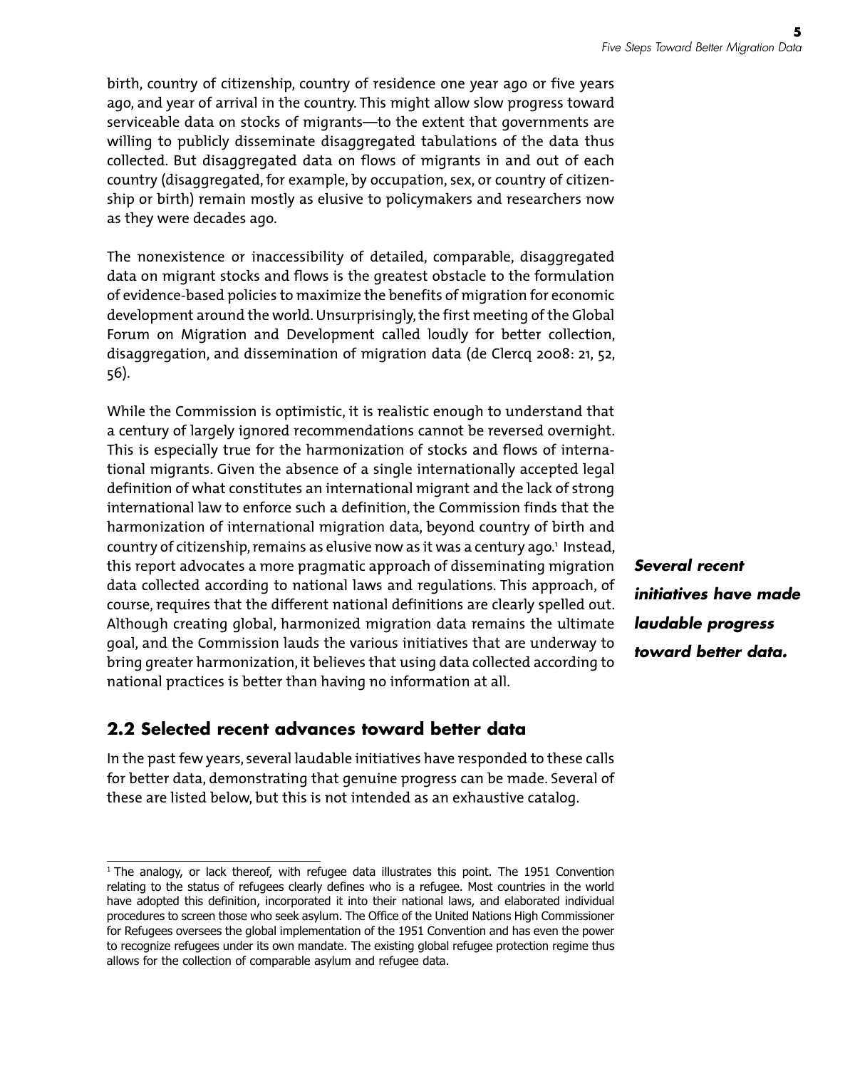birth, country of citizenship, country of residence one year ago or five years ago, and year of arrival in the country. This might allow slow progress toward serviceable data on stocks of migrants—to the extent that governments are willing to publicly disseminate disaggregated tabulations of the data thus collected. But disaggregated data on flows of migrants in and out of each country (disaggregated, for example, by occupation, sex, or country of citizenship or birth) remain mostly as elusive to policymakers and researchers now as they were decades ago.

The nonexistence or inaccessibility of detailed, comparable, disaggregated data on migrant stocks and flows is the greatest obstacle to the formulation of evidence-based policies to maximize the benefits of migration for economic development around the world. Unsurprisingly, the first meeting of the Global Forum on Migration and Development called loudly for better collection, disaggregation, and dissemination of migration data (de Clercq 2008: 21, 52, 56).

While the Commission is optimistic, it is realistic enough to understand that a century of largely ignored recommendations cannot be reversed overnight. This is especially true for the harmonization of stocks and flows of international migrants. Given the absence of a single internationally accepted legal definition of what constitutes an international migrant and the lack of strong international law to enforce such a definition, the Commission finds that the harmonization of international migration data, beyond country of birth and country of citizenship, remains as elusive now as it was a century ago.[1] Instead, this report advocates a more pragmatic approach of disseminating migration data collected according to national laws and regulations. This approach, of course, requires that the different national definitions are clearly spelled out. Although creating global, harmonized migration data remains the ultimate goal, and the Commission lauds the various initiatives that are underway to bring greater harmonization, it believes that using data collected according to national practices is better than having no information at all.

***Several recent initiatives have made laudable progress toward better data.***

## 2.2 Selected recent advances toward better data

In the past few years, several laudable initiatives have responded to these calls for better data, demonstrating that genuine progress can be made. Several of these are listed below, but this is not intended as an exhaustive catalog.

[1] The analogy, or lack thereof, with refugee data illustrates this point. The 1951 Convention relating to the status of refugees clearly defines who is a refugee. Most countries in the world have adopted this definition, incorporated it into their national laws, and elaborated individual procedures to screen those who seek asylum. The Office of the United Nations High Commissioner for Refugees oversees the global implementation of the 1951 Convention and has even the power to recognize refugees under its own mandate. The existing global refugee protection regime thus allows for the collection of comparable asylum and refugee data.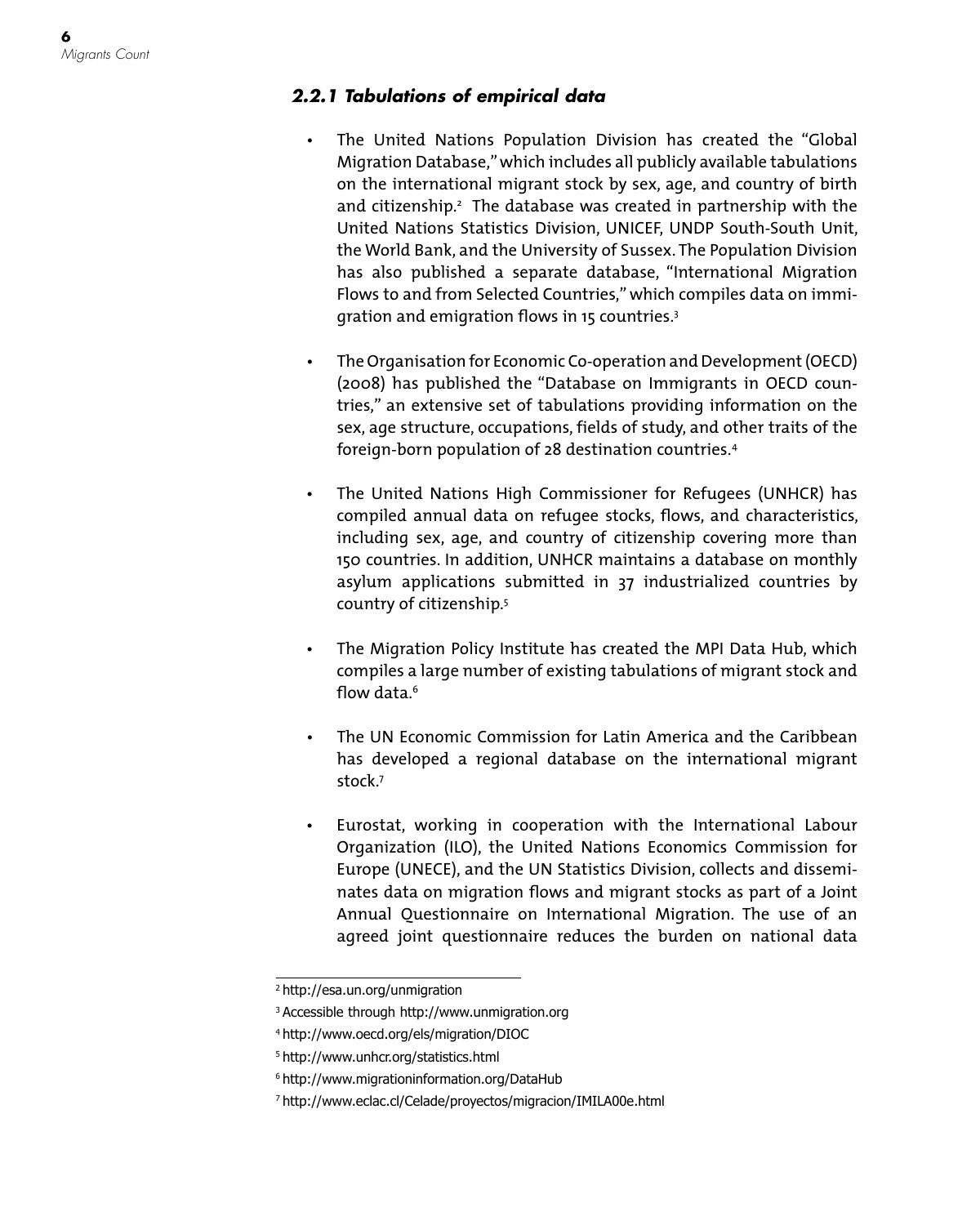### *2.2.1 Tabulations of empirical data*

- The United Nations Population Division has created the "Global Migration Database," which includes all publicly available tabulations on the international migrant stock by sex, age, and country of birth and citizenship.[2] The database was created in partnership with the United Nations Statistics Division, UNICEF, UNDP South-South Unit, the World Bank, and the University of Sussex. The Population Division has also published a separate database, "International Migration Flows to and from Selected Countries," which compiles data on immigration and emigration flows in 15 countries.[3]

- The Organisation for Economic Co-operation and Development (OECD) (2008) has published the "Database on Immigrants in OECD countries," an extensive set of tabulations providing information on the sex, age structure, occupations, fields of study, and other traits of the foreign-born population of 28 destination countries.[4]

- The United Nations High Commissioner for Refugees (UNHCR) has compiled annual data on refugee stocks, flows, and characteristics, including sex, age, and country of citizenship covering more than 150 countries. In addition, UNHCR maintains a database on monthly asylum applications submitted in 37 industrialized countries by country of citizenship.[5]

- The Migration Policy Institute has created the MPI Data Hub, which compiles a large number of existing tabulations of migrant stock and flow data.[6]

- The UN Economic Commission for Latin America and the Caribbean has developed a regional database on the international migrant stock.[7]

- Eurostat, working in cooperation with the International Labour Organization (ILO), the United Nations Economics Commission for Europe (UNECE), and the UN Statistics Division, collects and disseminates data on migration flows and migrant stocks as part of a Joint Annual Questionnaire on International Migration. The use of an agreed joint questionnaire reduces the burden on national data

---

[2] http://esa.un.org/unmigration

[3] Accessible through http://www.unmigration.org

[4] http://www.oecd.org/els/migration/DIOC

[5] http://www.unhcr.org/statistics.html

[6] http://www.migrationinformation.org/DataHub

[7] http://www.eclac.cl/Celade/proyectos/migracion/IMILA00e.html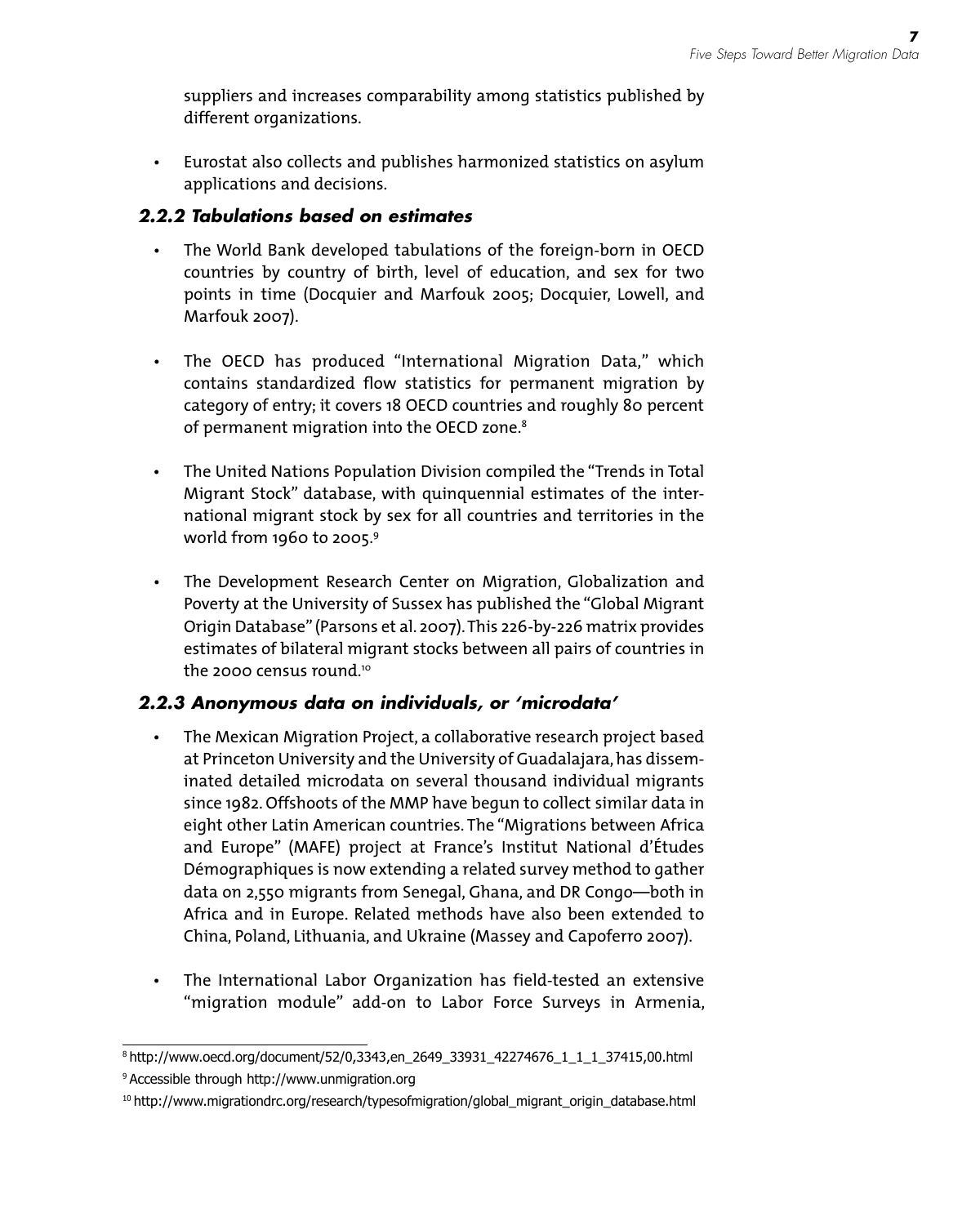suppliers and increases comparability among statistics published by different organizations.

- Eurostat also collects and publishes harmonized statistics on asylum applications and decisions.

### *2.2.2 Tabulations based on estimates*

- The World Bank developed tabulations of the foreign-born in OECD countries by country of birth, level of education, and sex for two points in time (Docquier and Marfouk 2005; Docquier, Lowell, and Marfouk 2007).

- The OECD has produced "International Migration Data," which contains standardized flow statistics for permanent migration by category of entry; it covers 18 OECD countries and roughly 80 percent of permanent migration into the OECD zone.[8]

- The United Nations Population Division compiled the "Trends in Total Migrant Stock" database, with quinquennial estimates of the international migrant stock by sex for all countries and territories in the world from 1960 to 2005.[9]

- The Development Research Center on Migration, Globalization and Poverty at the University of Sussex has published the "Global Migrant Origin Database" (Parsons et al. 2007). This 226-by-226 matrix provides estimates of bilateral migrant stocks between all pairs of countries in the 2000 census round.[10]

### *2.2.3 Anonymous data on individuals, or 'microdata'*

- The Mexican Migration Project, a collaborative research project based at Princeton University and the University of Guadalajara, has disseminated detailed microdata on several thousand individual migrants since 1982. Offshoots of the MMP have begun to collect similar data in eight other Latin American countries. The "Migrations between Africa and Europe" (MAFE) project at France's Institut National d'Études Démographiques is now extending a related survey method to gather data on 2,550 migrants from Senegal, Ghana, and DR Congo—both in Africa and in Europe. Related methods have also been extended to China, Poland, Lithuania, and Ukraine (Massey and Capoferro 2007).

- The International Labor Organization has field-tested an extensive "migration module" add-on to Labor Force Surveys in Armenia,

---

[8] http://www.oecd.org/document/52/0,3343,en_2649_33931_42274676_1_1_1_37415,00.html

[9] Accessible through http://www.unmigration.org

[10] http://www.migrationdrc.org/research/typesofmigration/global_migrant_origin_database.html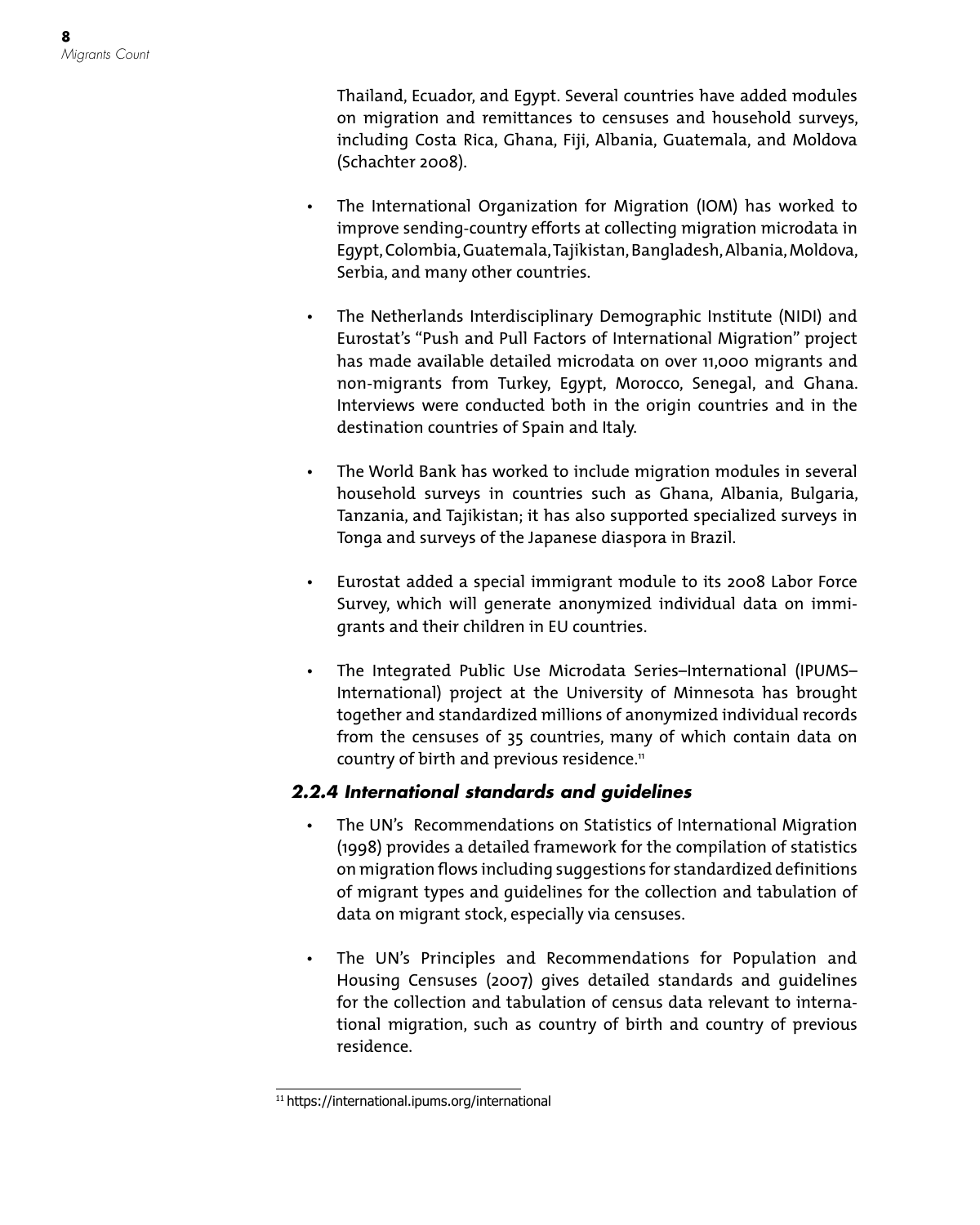Thailand, Ecuador, and Egypt. Several countries have added modules on migration and remittances to censuses and household surveys, including Costa Rica, Ghana, Fiji, Albania, Guatemala, and Moldova (Schachter 2008).

- The International Organization for Migration (IOM) has worked to improve sending-country efforts at collecting migration microdata in Egypt, Colombia, Guatemala, Tajikistan, Bangladesh, Albania, Moldova, Serbia, and many other countries.

- The Netherlands Interdisciplinary Demographic Institute (NIDI) and Eurostat's "Push and Pull Factors of International Migration" project has made available detailed microdata on over 11,000 migrants and non-migrants from Turkey, Egypt, Morocco, Senegal, and Ghana. Interviews were conducted both in the origin countries and in the destination countries of Spain and Italy.

- The World Bank has worked to include migration modules in several household surveys in countries such as Ghana, Albania, Bulgaria, Tanzania, and Tajikistan; it has also supported specialized surveys in Tonga and surveys of the Japanese diaspora in Brazil.

- Eurostat added a special immigrant module to its 2008 Labor Force Survey, which will generate anonymized individual data on immigrants and their children in EU countries.

- The Integrated Public Use Microdata Series–International (IPUMS–International) project at the University of Minnesota has brought together and standardized millions of anonymized individual records from the censuses of 35 countries, many of which contain data on country of birth and previous residence.[11]

### 2.2.4 International standards and guidelines

- The UN's Recommendations on Statistics of International Migration (1998) provides a detailed framework for the compilation of statistics on migration flows including suggestions for standardized definitions of migrant types and guidelines for the collection and tabulation of data on migrant stock, especially via censuses.

- The UN's Principles and Recommendations for Population and Housing Censuses (2007) gives detailed standards and guidelines for the collection and tabulation of census data relevant to international migration, such as country of birth and country of previous residence.

---

[11] https://international.ipums.org/international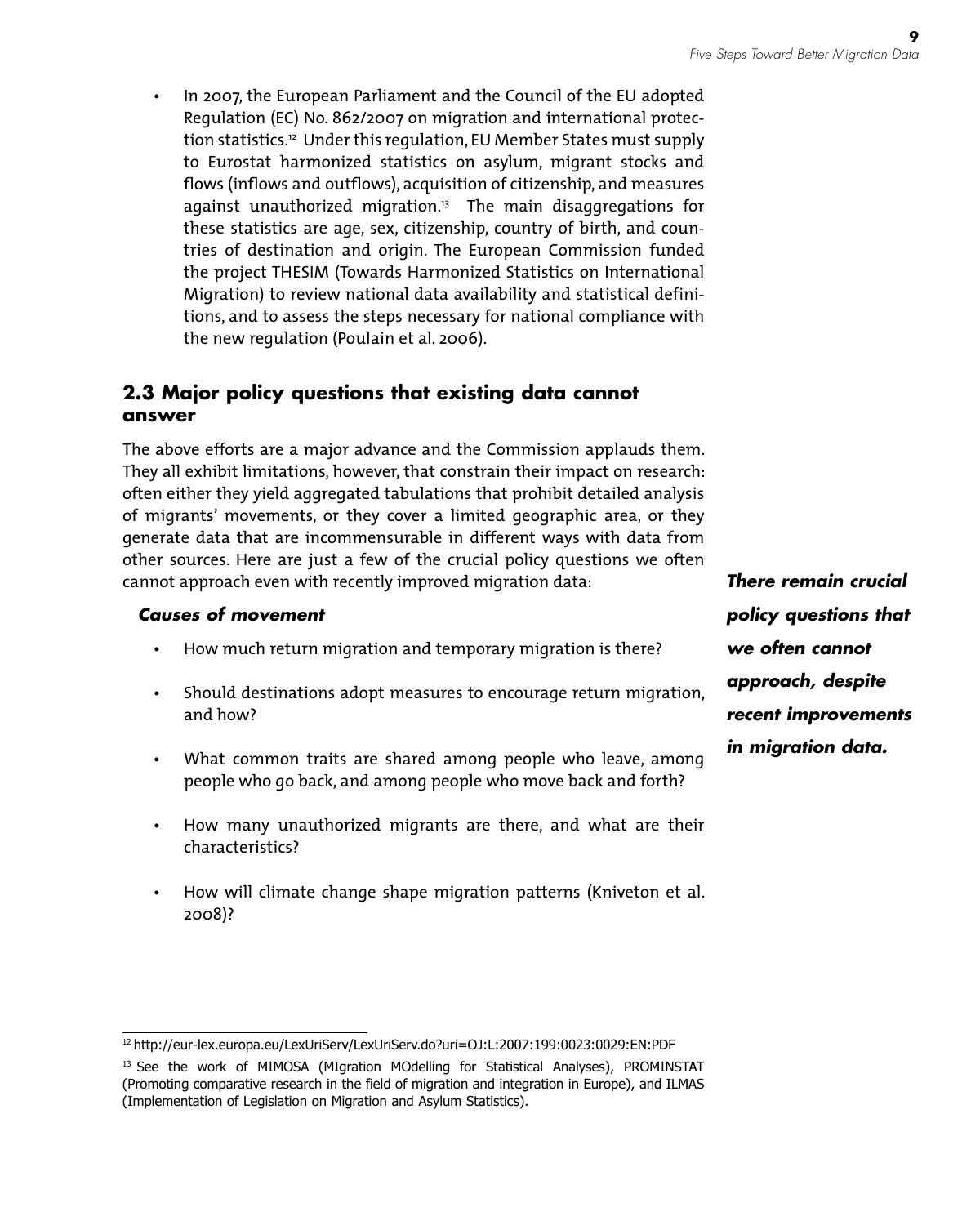- In 2007, the European Parliament and the Council of the EU adopted Regulation (EC) No. 862/2007 on migration and international protection statistics.[12] Under this regulation, EU Member States must supply to Eurostat harmonized statistics on asylum, migrant stocks and flows (inflows and outflows), acquisition of citizenship, and measures against unauthorized migration.[13] The main disaggregations for these statistics are age, sex, citizenship, country of birth, and countries of destination and origin. The European Commission funded the project THESIM (Towards Harmonized Statistics on International Migration) to review national data availability and statistical definitions, and to assess the steps necessary for national compliance with the new regulation (Poulain et al. 2006).

## 2.3 Major policy questions that existing data cannot answer

The above efforts are a major advance and the Commission applauds them. They all exhibit limitations, however, that constrain their impact on research: often either they yield aggregated tabulations that prohibit detailed analysis of migrants' movements, or they cover a limited geographic area, or they generate data that are incommensurable in different ways with data from other sources. Here are just a few of the crucial policy questions we often cannot approach even with recently improved migration data:

***There remain crucial policy questions that we often cannot approach, despite recent improvements in migration data.***

### *Causes of movement*

- How much return migration and temporary migration is there?
- Should destinations adopt measures to encourage return migration, and how?
- What common traits are shared among people who leave, among people who go back, and among people who move back and forth?
- How many unauthorized migrants are there, and what are their characteristics?
- How will climate change shape migration patterns (Kniveton et al. 2008)?

---

[12] http://eur-lex.europa.eu/LexUriServ/LexUriServ.do?uri=OJ:L:2007:199:0023:0029:EN:PDF

[13] See the work of MIMOSA (MIgration MOdelling for Statistical Analyses), PROMINSTAT (Promoting comparative research in the field of migration and integration in Europe), and ILMAS (Implementation of Legislation on Migration and Asylum Statistics).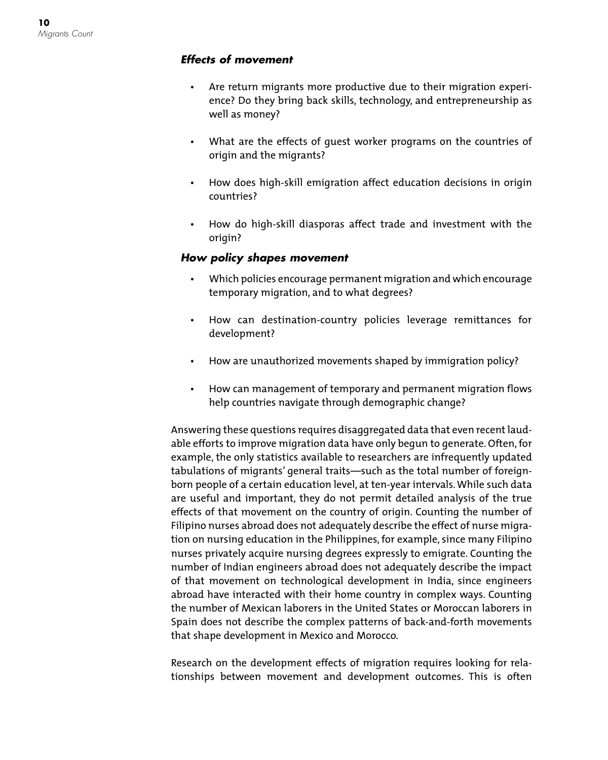#### *Effects of movement*

- Are return migrants more productive due to their migration experience? Do they bring back skills, technology, and entrepreneurship as well as money?
- What are the effects of guest worker programs on the countries of origin and the migrants?
- How does high-skill emigration affect education decisions in origin countries?
- How do high-skill diasporas affect trade and investment with the origin?

#### *How policy shapes movement*

- Which policies encourage permanent migration and which encourage temporary migration, and to what degrees?
- How can destination-country policies leverage remittances for development?
- How are unauthorized movements shaped by immigration policy?
- How can management of temporary and permanent migration flows help countries navigate through demographic change?

Answering these questions requires disaggregated data that even recent laudable efforts to improve migration data have only begun to generate. Often, for example, the only statistics available to researchers are infrequently updated tabulations of migrants' general traits—such as the total number of foreign-born people of a certain education level, at ten-year intervals. While such data are useful and important, they do not permit detailed analysis of the true effects of that movement on the country of origin. Counting the number of Filipino nurses abroad does not adequately describe the effect of nurse migration on nursing education in the Philippines, for example, since many Filipino nurses privately acquire nursing degrees expressly to emigrate. Counting the number of Indian engineers abroad does not adequately describe the impact of that movement on technological development in India, since engineers abroad have interacted with their home country in complex ways. Counting the number of Mexican laborers in the United States or Moroccan laborers in Spain does not describe the complex patterns of back-and-forth movements that shape development in Mexico and Morocco.

Research on the development effects of migration requires looking for relationships between movement and development outcomes. This is often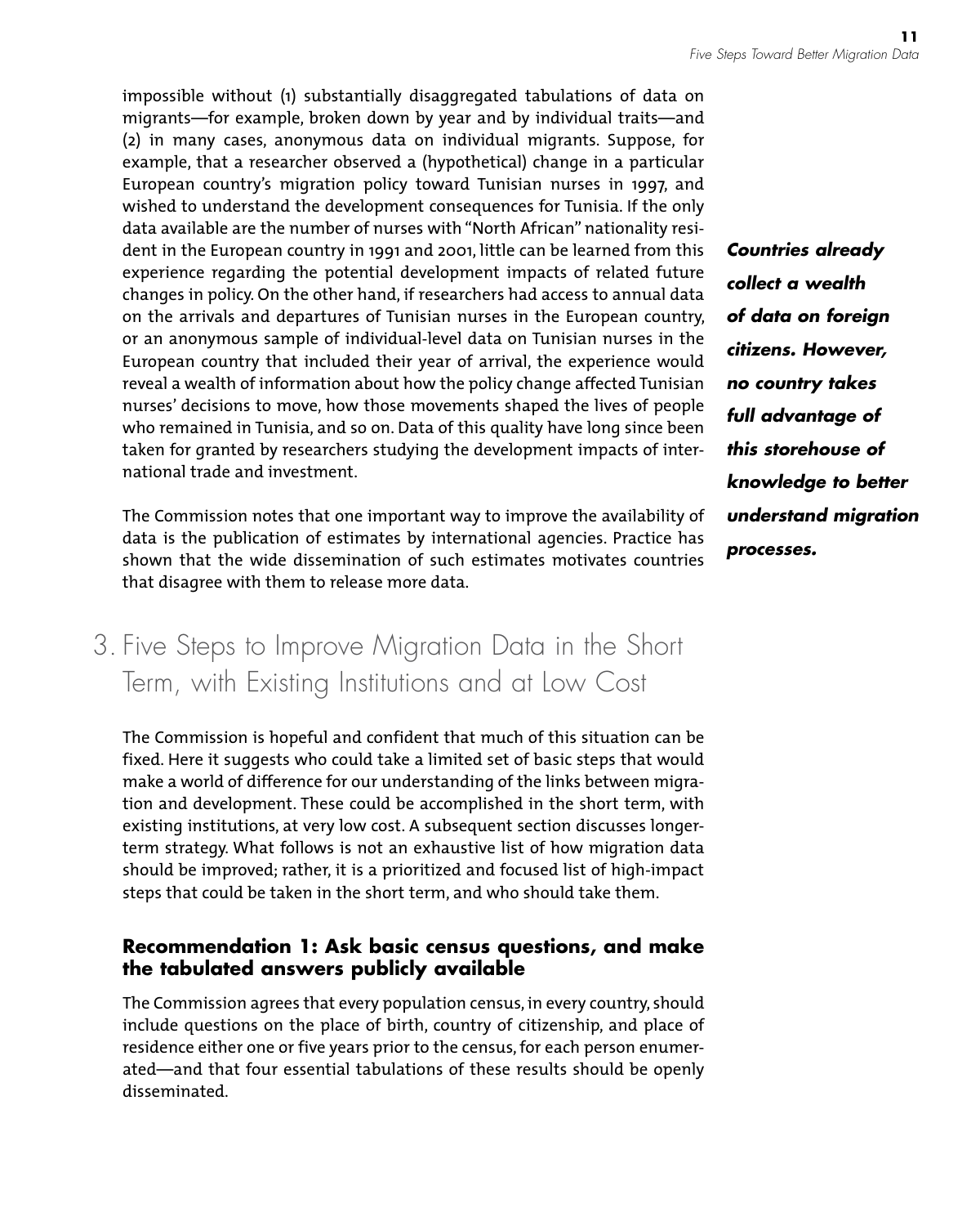impossible without (1) substantially disaggregated tabulations of data on migrants—for example, broken down by year and by individual traits—and (2) in many cases, anonymous data on individual migrants. Suppose, for example, that a researcher observed a (hypothetical) change in a particular European country's migration policy toward Tunisian nurses in 1997, and wished to understand the development consequences for Tunisia. If the only data available are the number of nurses with "North African" nationality resident in the European country in 1991 and 2001, little can be learned from this experience regarding the potential development impacts of related future changes in policy. On the other hand, if researchers had access to annual data on the arrivals and departures of Tunisian nurses in the European country, or an anonymous sample of individual-level data on Tunisian nurses in the European country that included their year of arrival, the experience would reveal a wealth of information about how the policy change affected Tunisian nurses' decisions to move, how those movements shaped the lives of people who remained in Tunisia, and so on. Data of this quality have long since been taken for granted by researchers studying the development impacts of international trade and investment.

***Countries already collect a wealth of data on foreign citizens. However, no country takes full advantage of this storehouse of knowledge to better understand migration processes.***

The Commission notes that one important way to improve the availability of data is the publication of estimates by international agencies. Practice has shown that the wide dissemination of such estimates motivates countries that disagree with them to release more data.

# 3. Five Steps to Improve Migration Data in the Short Term, with Existing Institutions and at Low Cost

The Commission is hopeful and confident that much of this situation can be fixed. Here it suggests who could take a limited set of basic steps that would make a world of difference for our understanding of the links between migration and development. These could be accomplished in the short term, with existing institutions, at very low cost. A subsequent section discusses longer-term strategy. What follows is not an exhaustive list of how migration data should be improved; rather, it is a prioritized and focused list of high-impact steps that could be taken in the short term, and who should take them.

### Recommendation 1: Ask basic census questions, and make the tabulated answers publicly available

The Commission agrees that every population census, in every country, should include questions on the place of birth, country of citizenship, and place of residence either one or five years prior to the census, for each person enumerated—and that four essential tabulations of these results should be openly disseminated.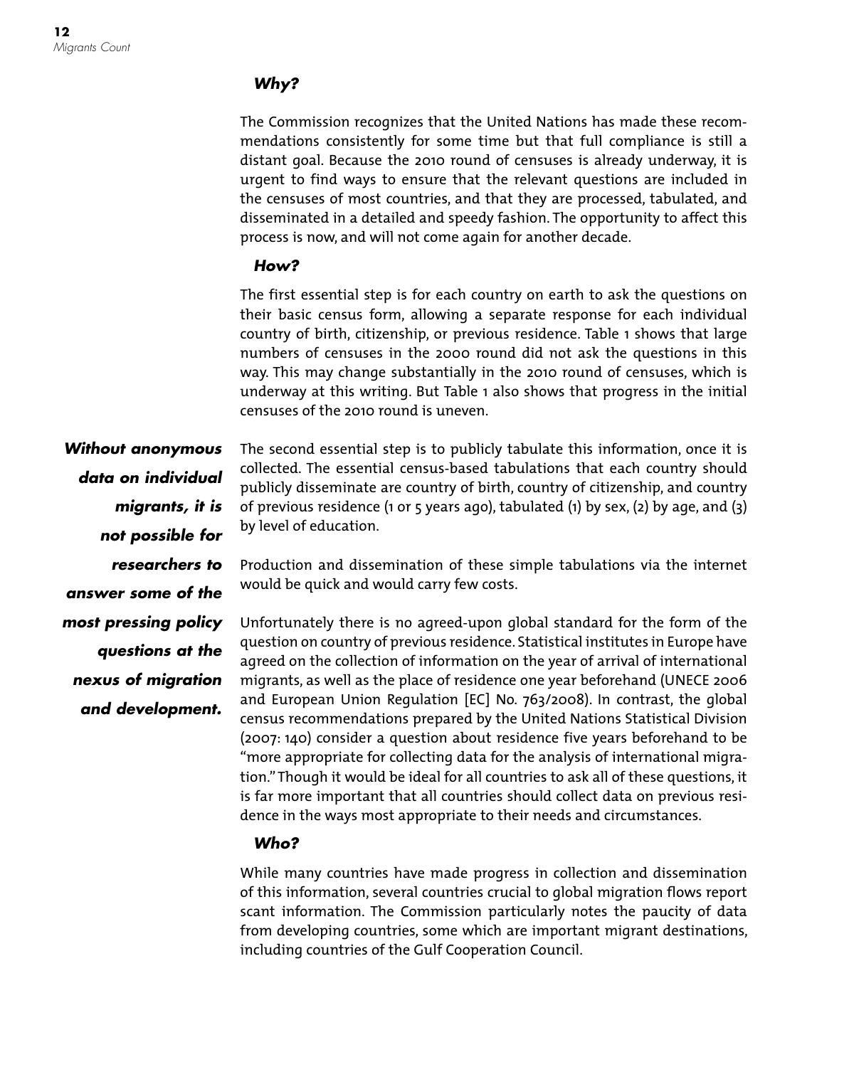### *Why?*

The Commission recognizes that the United Nations has made these recommendations consistently for some time but that full compliance is still a distant goal. Because the 2010 round of censuses is already underway, it is urgent to find ways to ensure that the relevant questions are included in the censuses of most countries, and that they are processed, tabulated, and disseminated in a detailed and speedy fashion. The opportunity to affect this process is now, and will not come again for another decade.

### *How?*

The first essential step is for each country on earth to ask the questions on their basic census form, allowing a separate response for each individual country of birth, citizenship, or previous residence. Table 1 shows that large numbers of censuses in the 2000 round did not ask the questions in this way. This may change substantially in the 2010 round of censuses, which is underway at this writing. But Table 1 also shows that progress in the initial censuses of the 2010 round is uneven.

***Without anonymous data on individual migrants, it is not possible for researchers to answer some of the most pressing policy questions at the nexus of migration and development.***

The second essential step is to publicly tabulate this information, once it is collected. The essential census-based tabulations that each country should publicly disseminate are country of birth, country of citizenship, and country of previous residence (1 or 5 years ago), tabulated (1) by sex, (2) by age, and (3) by level of education.

Production and dissemination of these simple tabulations via the internet would be quick and would carry few costs.

Unfortunately there is no agreed-upon global standard for the form of the question on country of previous residence. Statistical institutes in Europe have agreed on the collection of information on the year of arrival of international migrants, as well as the place of residence one year beforehand (UNECE 2006 and European Union Regulation [EC] No. 763/2008). In contrast, the global census recommendations prepared by the United Nations Statistical Division (2007: 140) consider a question about residence five years beforehand to be "more appropriate for collecting data for the analysis of international migration." Though it would be ideal for all countries to ask all of these questions, it is far more important that all countries should collect data on previous residence in the ways most appropriate to their needs and circumstances.

### *Who?*

While many countries have made progress in collection and dissemination of this information, several countries crucial to global migration flows report scant information. The Commission particularly notes the paucity of data from developing countries, some which are important migrant destinations, including countries of the Gulf Cooperation Council.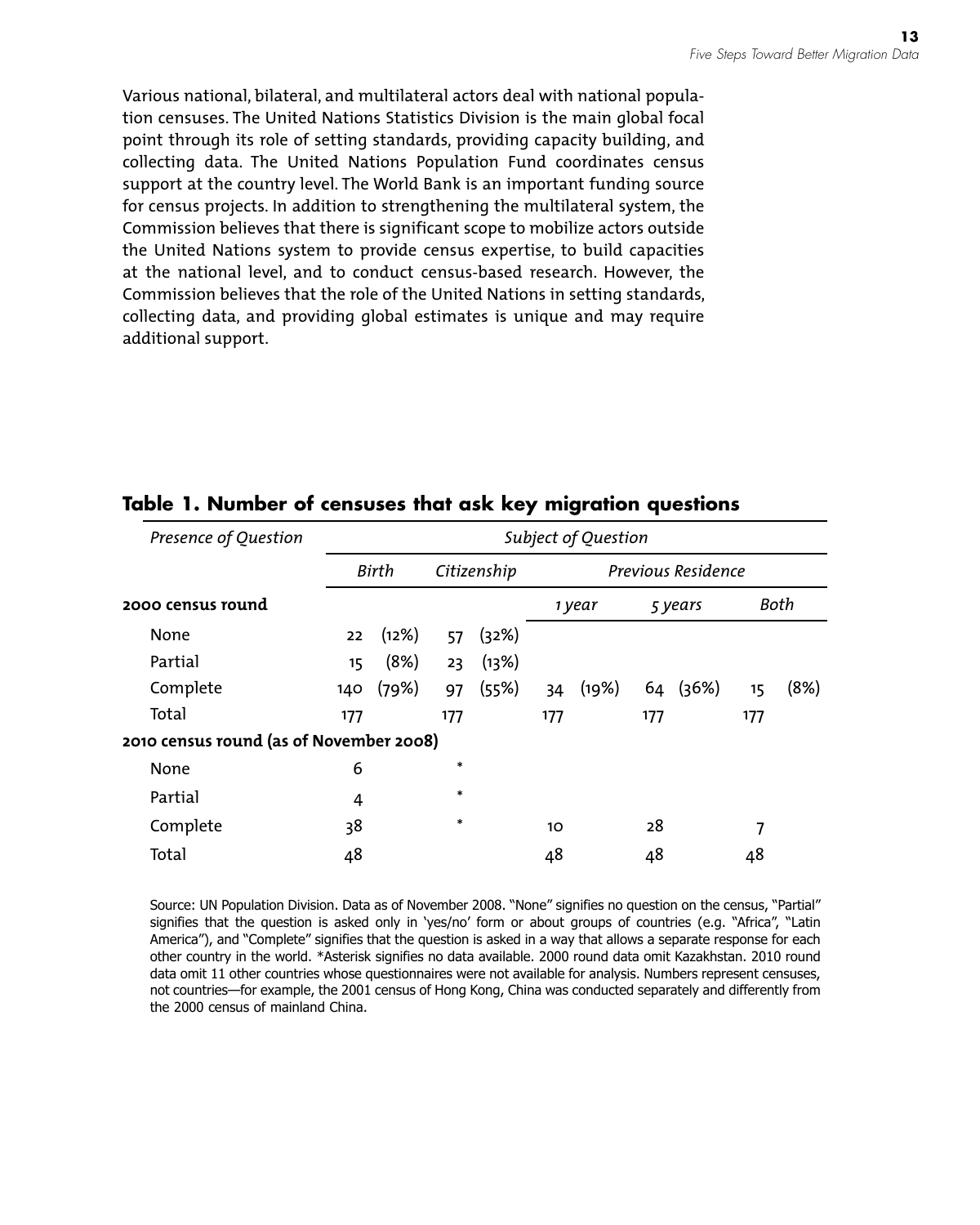Various national, bilateral, and multilateral actors deal with national population censuses. The United Nations Statistics Division is the main global focal point through its role of setting standards, providing capacity building, and collecting data. The United Nations Population Fund coordinates census support at the country level. The World Bank is an important funding source for census projects. In addition to strengthening the multilateral system, the Commission believes that there is significant scope to mobilize actors outside the United Nations system to provide census expertise, to build capacities at the national level, and to conduct census-based research. However, the Commission believes that the role of the United Nations in setting standards, collecting data, and providing global estimates is unique and may require additional support.

## Table 1. Number of censuses that ask key migration questions

| *Presence of Question* | *Subject of Question* | | | | | | | | | |
|---|---|---|---|---|---|---|---|---|---|---|
| | *Birth* | | *Citizenship* | | *Previous Residence* | | | | | |
| **2000 census round** | | | | | *1 year* | | *5 years* | | *Both* | |
| None | 22 | (12%) | 57 | (32%) | | | | | | |
| Partial | 15 | (8%) | 23 | (13%) | | | | | | |
| Complete | 140 | (79%) | 97 | (55%) | 34 | (19%) | 64 | (36%) | 15 | (8%) |
| Total | 177 | | 177 | | 177 | | 177 | | 177 | |
| **2010 census round (as of November 2008)** | | | | | | | | | | |
| None | 6 | | * | | | | | | | |
| Partial | 4 | | * | | | | | | | |
| Complete | 38 | | * | | 10 | | 28 | | 7 | |
| Total | 48 | | | | 48 | | 48 | | 48 | |

Source: UN Population Division. Data as of November 2008. "None" signifies no question on the census, "Partial" signifies that the question is asked only in 'yes/no' form or about groups of countries (e.g. "Africa", "Latin America"), and "Complete" signifies that the question is asked in a way that allows a separate response for each other country in the world. *Asterisk signifies no data available. 2000 round data omit Kazakhstan. 2010 round data omit 11 other countries whose questionnaires were not available for analysis. Numbers represent censuses, not countries—for example, the 2001 census of Hong Kong, China was conducted separately and differently from the 2000 census of mainland China.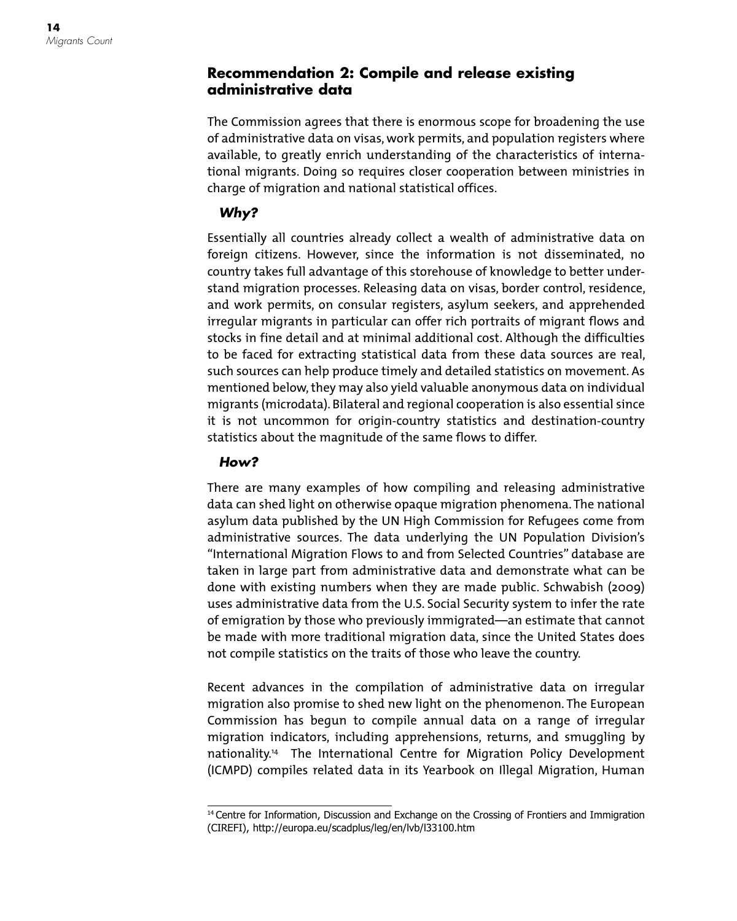## Recommendation 2: Compile and release existing administrative data

The Commission agrees that there is enormous scope for broadening the use of administrative data on visas, work permits, and population registers where available, to greatly enrich understanding of the characteristics of international migrants. Doing so requires closer cooperation between ministries in charge of migration and national statistical offices.

### *Why?*

Essentially all countries already collect a wealth of administrative data on foreign citizens. However, since the information is not disseminated, no country takes full advantage of this storehouse of knowledge to better understand migration processes. Releasing data on visas, border control, residence, and work permits, on consular registers, asylum seekers, and apprehended irregular migrants in particular can offer rich portraits of migrant flows and stocks in fine detail and at minimal additional cost. Although the difficulties to be faced for extracting statistical data from these data sources are real, such sources can help produce timely and detailed statistics on movement. As mentioned below, they may also yield valuable anonymous data on individual migrants (microdata). Bilateral and regional cooperation is also essential since it is not uncommon for origin-country statistics and destination-country statistics about the magnitude of the same flows to differ.

### *How?*

There are many examples of how compiling and releasing administrative data can shed light on otherwise opaque migration phenomena. The national asylum data published by the UN High Commission for Refugees come from administrative sources. The data underlying the UN Population Division's "International Migration Flows to and from Selected Countries" database are taken in large part from administrative data and demonstrate what can be done with existing numbers when they are made public. Schwabish (2009) uses administrative data from the U.S. Social Security system to infer the rate of emigration by those who previously immigrated—an estimate that cannot be made with more traditional migration data, since the United States does not compile statistics on the traits of those who leave the country.

Recent advances in the compilation of administrative data on irregular migration also promise to shed new light on the phenomenon. The European Commission has begun to compile annual data on a range of irregular migration indicators, including apprehensions, returns, and smuggling by nationality.[14] The International Centre for Migration Policy Development (ICMPD) compiles related data in its Yearbook on Illegal Migration, Human

[14] Centre for Information, Discussion and Exchange on the Crossing of Frontiers and Immigration (CIREFI), http://europa.eu/scadplus/leg/en/lvb/l33100.htm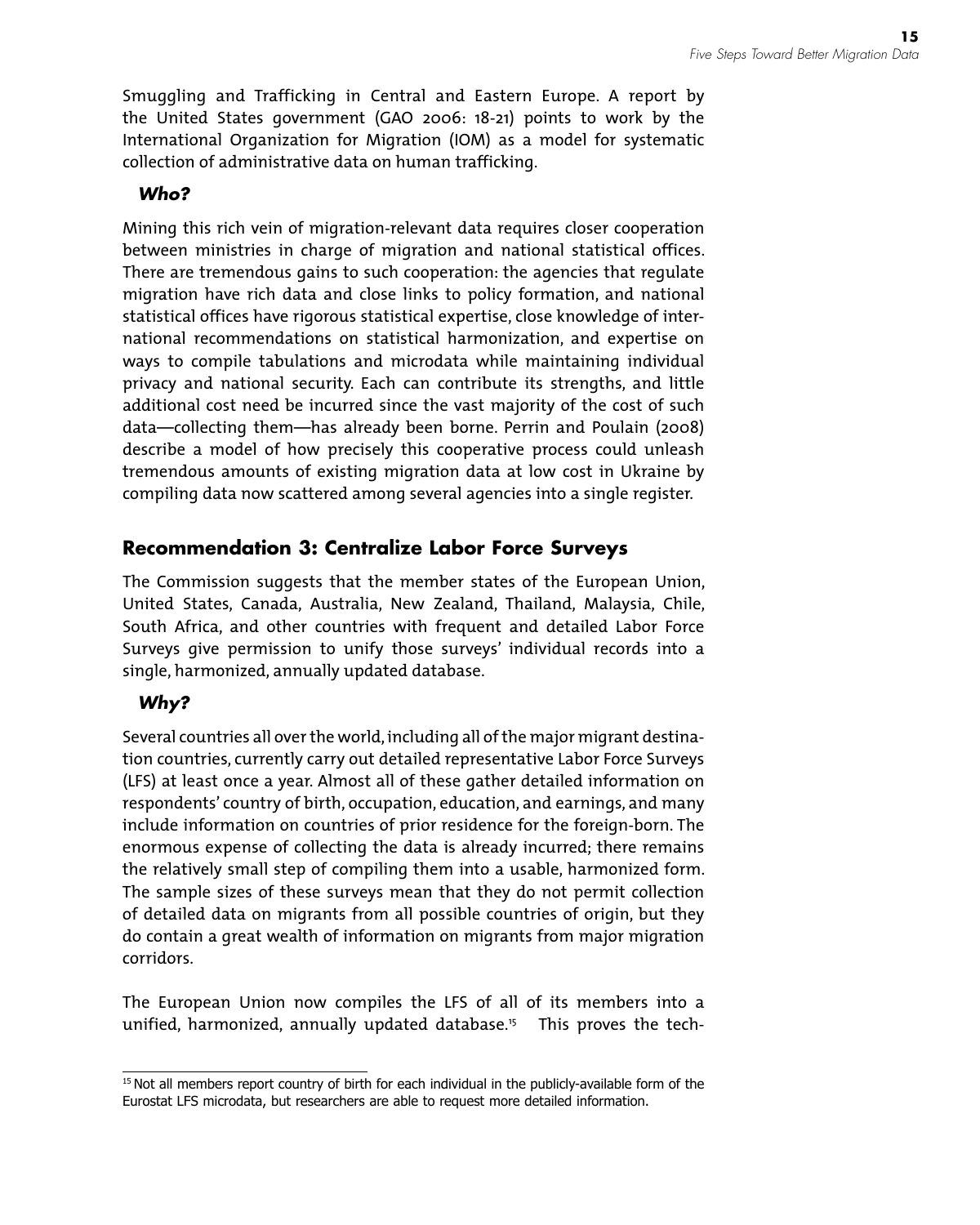Smuggling and Trafficking in Central and Eastern Europe. A report by the United States government (GAO 2006: 18-21) points to work by the International Organization for Migration (IOM) as a model for systematic collection of administrative data on human trafficking.

### *Who?*

Mining this rich vein of migration-relevant data requires closer cooperation between ministries in charge of migration and national statistical offices. There are tremendous gains to such cooperation: the agencies that regulate migration have rich data and close links to policy formation, and national statistical offices have rigorous statistical expertise, close knowledge of international recommendations on statistical harmonization, and expertise on ways to compile tabulations and microdata while maintaining individual privacy and national security. Each can contribute its strengths, and little additional cost need be incurred since the vast majority of the cost of such data—collecting them—has already been borne. Perrin and Poulain (2008) describe a model of how precisely this cooperative process could unleash tremendous amounts of existing migration data at low cost in Ukraine by compiling data now scattered among several agencies into a single register.

## Recommendation 3: Centralize Labor Force Surveys

The Commission suggests that the member states of the European Union, United States, Canada, Australia, New Zealand, Thailand, Malaysia, Chile, South Africa, and other countries with frequent and detailed Labor Force Surveys give permission to unify those surveys' individual records into a single, harmonized, annually updated database.

### *Why?*

Several countries all over the world, including all of the major migrant destination countries, currently carry out detailed representative Labor Force Surveys (LFS) at least once a year. Almost all of these gather detailed information on respondents' country of birth, occupation, education, and earnings, and many include information on countries of prior residence for the foreign-born. The enormous expense of collecting the data is already incurred; there remains the relatively small step of compiling them into a usable, harmonized form. The sample sizes of these surveys mean that they do not permit collection of detailed data on migrants from all possible countries of origin, but they do contain a great wealth of information on migrants from major migration corridors.

The European Union now compiles the LFS of all of its members into a unified, harmonized, annually updated database.[15] This proves the tech-

[15] Not all members report country of birth for each individual in the publicly-available form of the Eurostat LFS microdata, but researchers are able to request more detailed information.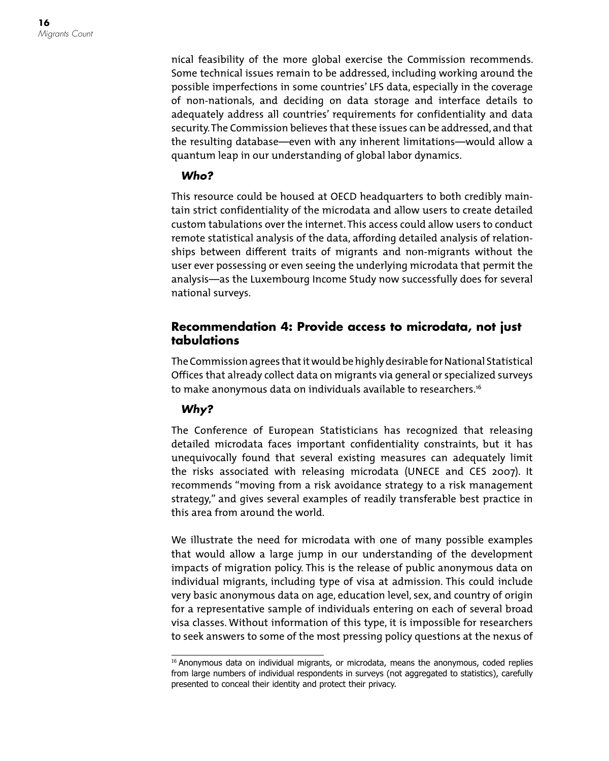nical feasibility of the more global exercise the Commission recommends. Some technical issues remain to be addressed, including working around the possible imperfections in some countries' LFS data, especially in the coverage of non-nationals, and deciding on data storage and interface details to adequately address all countries' requirements for confidentiality and data security. The Commission believes that these issues can be addressed, and that the resulting database—even with any inherent limitations—would allow a quantum leap in our understanding of global labor dynamics.

***Who?***

This resource could be housed at OECD headquarters to both credibly maintain strict confidentiality of the microdata and allow users to create detailed custom tabulations over the internet. This access could allow users to conduct remote statistical analysis of the data, affording detailed analysis of relationships between different traits of migrants and non-migrants without the user ever possessing or even seeing the underlying microdata that permit the analysis—as the Luxembourg Income Study now successfully does for several national surveys.

## Recommendation 4: Provide access to microdata, not just tabulations

The Commission agrees that it would be highly desirable for National Statistical Offices that already collect data on migrants via general or specialized surveys to make anonymous data on individuals available to researchers.[16]

***Why?***

The Conference of European Statisticians has recognized that releasing detailed microdata faces important confidentiality constraints, but it has unequivocally found that several existing measures can adequately limit the risks associated with releasing microdata (UNECE and CES 2007). It recommends "moving from a risk avoidance strategy to a risk management strategy," and gives several examples of readily transferable best practice in this area from around the world.

We illustrate the need for microdata with one of many possible examples that would allow a large jump in our understanding of the development impacts of migration policy. This is the release of public anonymous data on individual migrants, including type of visa at admission. This could include very basic anonymous data on age, education level, sex, and country of origin for a representative sample of individuals entering on each of several broad visa classes. Without information of this type, it is impossible for researchers to seek answers to some of the most pressing policy questions at the nexus of

---

[16] Anonymous data on individual migrants, or microdata, means the anonymous, coded replies from large numbers of individual respondents in surveys (not aggregated to statistics), carefully presented to conceal their identity and protect their privacy.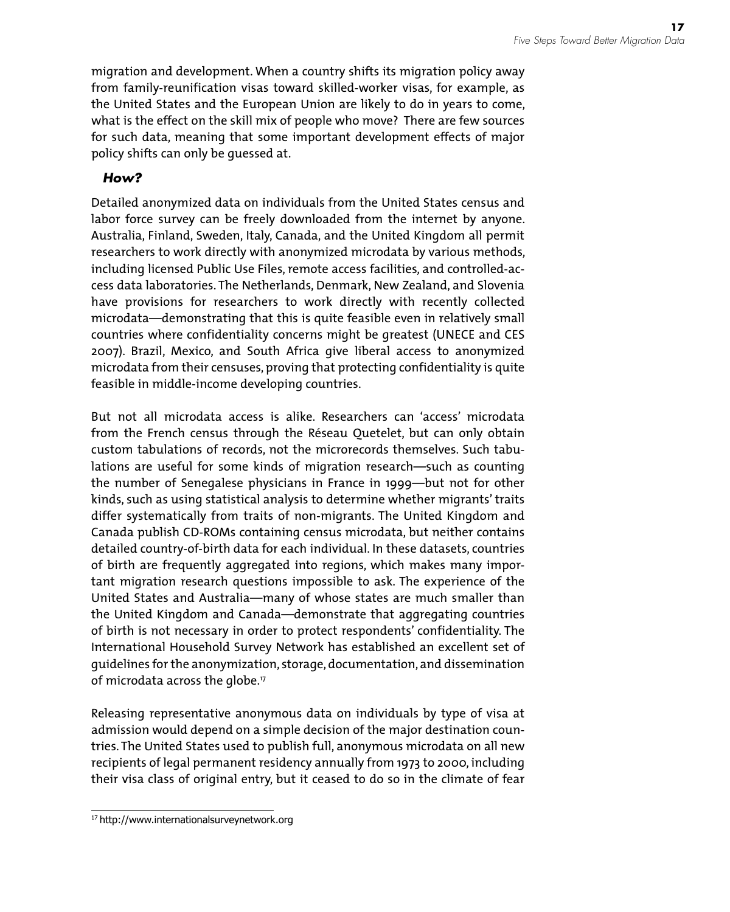migration and development. When a country shifts its migration policy away from family-reunification visas toward skilled-worker visas, for example, as the United States and the European Union are likely to do in years to come, what is the effect on the skill mix of people who move? There are few sources for such data, meaning that some important development effects of major policy shifts can only be guessed at.

### *How?*

Detailed anonymized data on individuals from the United States census and labor force survey can be freely downloaded from the internet by anyone. Australia, Finland, Sweden, Italy, Canada, and the United Kingdom all permit researchers to work directly with anonymized microdata by various methods, including licensed Public Use Files, remote access facilities, and controlled-access data laboratories. The Netherlands, Denmark, New Zealand, and Slovenia have provisions for researchers to work directly with recently collected microdata—demonstrating that this is quite feasible even in relatively small countries where confidentiality concerns might be greatest (UNECE and CES 2007). Brazil, Mexico, and South Africa give liberal access to anonymized microdata from their censuses, proving that protecting confidentiality is quite feasible in middle-income developing countries.

But not all microdata access is alike. Researchers can 'access' microdata from the French census through the Réseau Quetelet, but can only obtain custom tabulations of records, not the microrecords themselves. Such tabulations are useful for some kinds of migration research—such as counting the number of Senegalese physicians in France in 1999—but not for other kinds, such as using statistical analysis to determine whether migrants' traits differ systematically from traits of non-migrants. The United Kingdom and Canada publish CD-ROMs containing census microdata, but neither contains detailed country-of-birth data for each individual. In these datasets, countries of birth are frequently aggregated into regions, which makes many important migration research questions impossible to ask. The experience of the United States and Australia—many of whose states are much smaller than the United Kingdom and Canada—demonstrate that aggregating countries of birth is not necessary in order to protect respondents' confidentiality. The International Household Survey Network has established an excellent set of guidelines for the anonymization, storage, documentation, and dissemination of microdata across the globe.[17]

Releasing representative anonymous data on individuals by type of visa at admission would depend on a simple decision of the major destination countries. The United States used to publish full, anonymous microdata on all new recipients of legal permanent residency annually from 1973 to 2000, including their visa class of original entry, but it ceased to do so in the climate of fear

[17] http://www.internationalsurveynetwork.org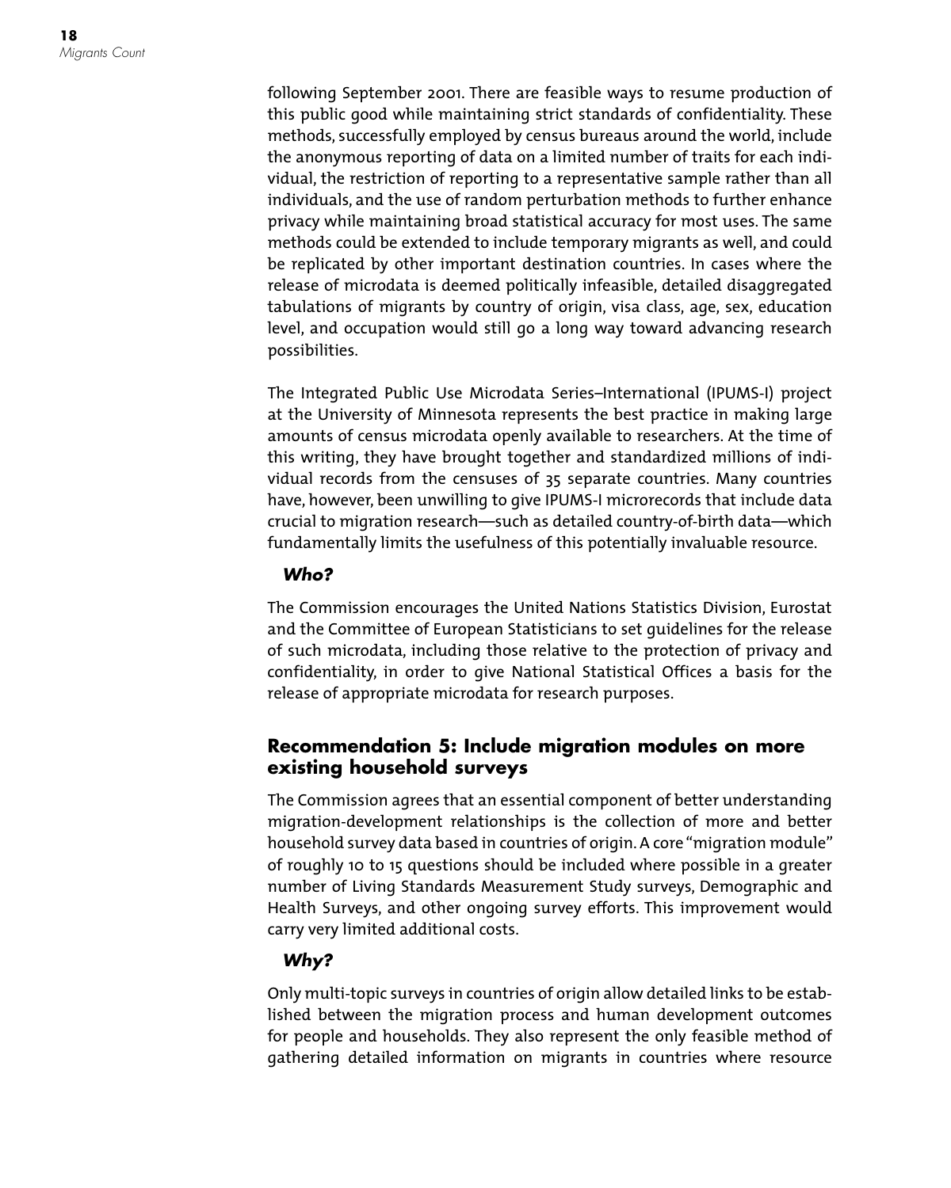following September 2001. There are feasible ways to resume production of this public good while maintaining strict standards of confidentiality. These methods, successfully employed by census bureaus around the world, include the anonymous reporting of data on a limited number of traits for each individual, the restriction of reporting to a representative sample rather than all individuals, and the use of random perturbation methods to further enhance privacy while maintaining broad statistical accuracy for most uses. The same methods could be extended to include temporary migrants as well, and could be replicated by other important destination countries. In cases where the release of microdata is deemed politically infeasible, detailed disaggregated tabulations of migrants by country of origin, visa class, age, sex, education level, and occupation would still go a long way toward advancing research possibilities.

The Integrated Public Use Microdata Series–International (IPUMS-I) project at the University of Minnesota represents the best practice in making large amounts of census microdata openly available to researchers. At the time of this writing, they have brought together and standardized millions of individual records from the censuses of 35 separate countries. Many countries have, however, been unwilling to give IPUMS-I microrecords that include data crucial to migration research—such as detailed country-of-birth data—which fundamentally limits the usefulness of this potentially invaluable resource.

### *Who?*

The Commission encourages the United Nations Statistics Division, Eurostat and the Committee of European Statisticians to set guidelines for the release of such microdata, including those relative to the protection of privacy and confidentiality, in order to give National Statistical Offices a basis for the release of appropriate microdata for research purposes.

## Recommendation 5: Include migration modules on more existing household surveys

The Commission agrees that an essential component of better understanding migration-development relationships is the collection of more and better household survey data based in countries of origin. A core "migration module" of roughly 10 to 15 questions should be included where possible in a greater number of Living Standards Measurement Study surveys, Demographic and Health Surveys, and other ongoing survey efforts. This improvement would carry very limited additional costs.

### *Why?*

Only multi-topic surveys in countries of origin allow detailed links to be established between the migration process and human development outcomes for people and households. They also represent the only feasible method of gathering detailed information on migrants in countries where resource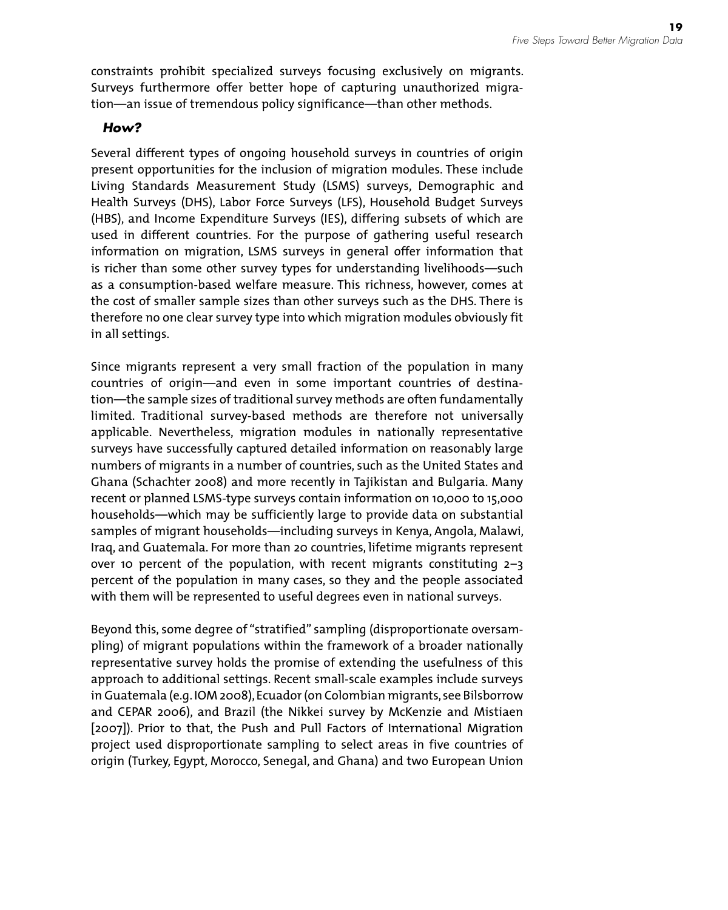constraints prohibit specialized surveys focusing exclusively on migrants. Surveys furthermore offer better hope of capturing unauthorized migration—an issue of tremendous policy significance—than other methods.

### *How?*

Several different types of ongoing household surveys in countries of origin present opportunities for the inclusion of migration modules. These include Living Standards Measurement Study (LSMS) surveys, Demographic and Health Surveys (DHS), Labor Force Surveys (LFS), Household Budget Surveys (HBS), and Income Expenditure Surveys (IES), differing subsets of which are used in different countries. For the purpose of gathering useful research information on migration, LSMS surveys in general offer information that is richer than some other survey types for understanding livelihoods—such as a consumption-based welfare measure. This richness, however, comes at the cost of smaller sample sizes than other surveys such as the DHS. There is therefore no one clear survey type into which migration modules obviously fit in all settings.

Since migrants represent a very small fraction of the population in many countries of origin—and even in some important countries of destination—the sample sizes of traditional survey methods are often fundamentally limited. Traditional survey-based methods are therefore not universally applicable. Nevertheless, migration modules in nationally representative surveys have successfully captured detailed information on reasonably large numbers of migrants in a number of countries, such as the United States and Ghana (Schachter 2008) and more recently in Tajikistan and Bulgaria. Many recent or planned LSMS-type surveys contain information on 10,000 to 15,000 households—which may be sufficiently large to provide data on substantial samples of migrant households—including surveys in Kenya, Angola, Malawi, Iraq, and Guatemala. For more than 20 countries, lifetime migrants represent over 10 percent of the population, with recent migrants constituting 2–3 percent of the population in many cases, so they and the people associated with them will be represented to useful degrees even in national surveys.

Beyond this, some degree of "stratified" sampling (disproportionate oversampling) of migrant populations within the framework of a broader nationally representative survey holds the promise of extending the usefulness of this approach to additional settings. Recent small-scale examples include surveys in Guatemala (e.g. IOM 2008), Ecuador (on Colombian migrants, see Bilsborrow and CEPAR 2006), and Brazil (the Nikkei survey by McKenzie and Mistiaen [2007]). Prior to that, the Push and Pull Factors of International Migration project used disproportionate sampling to select areas in five countries of origin (Turkey, Egypt, Morocco, Senegal, and Ghana) and two European Union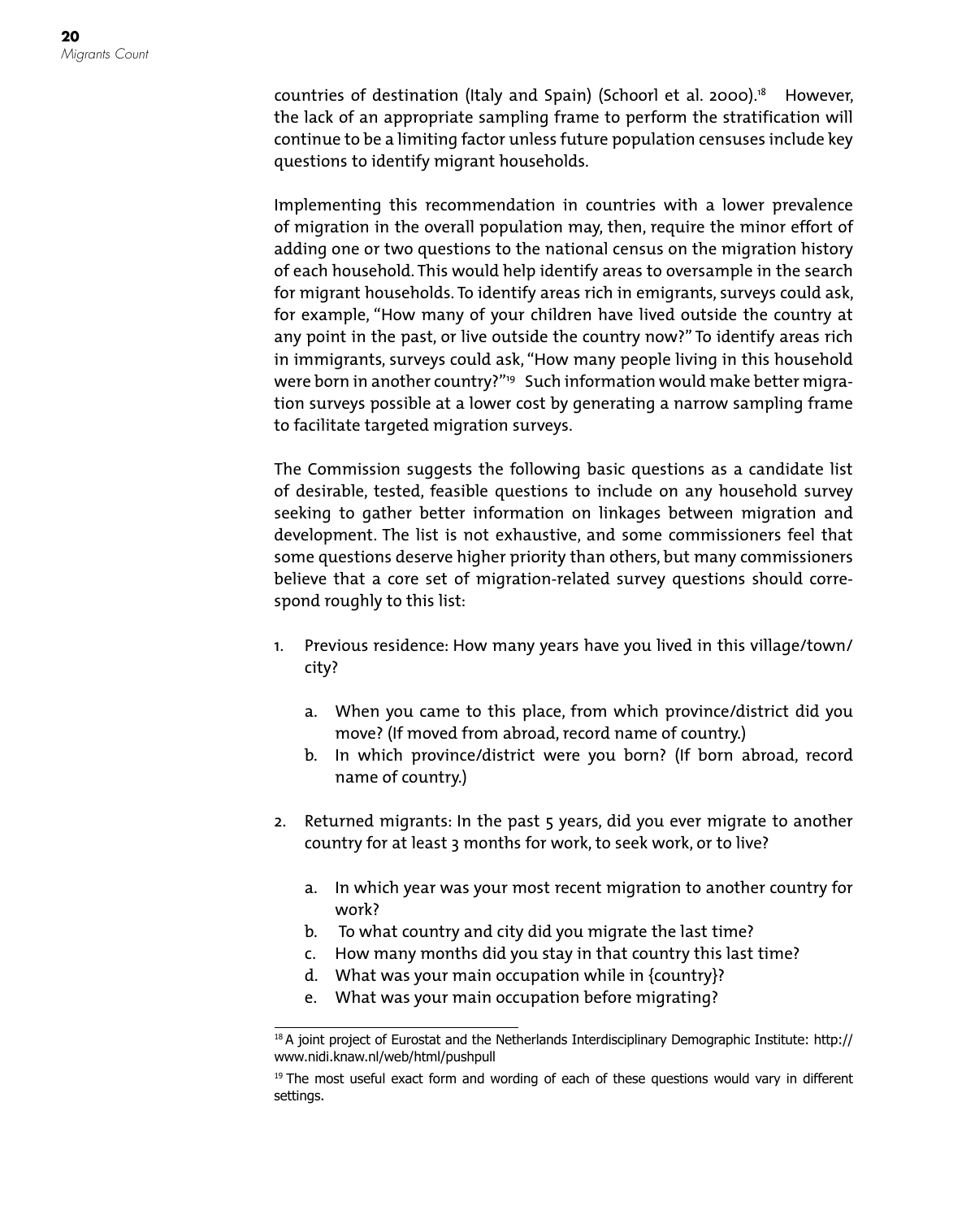countries of destination (Italy and Spain) (Schoorl et al. 2000).[18] However, the lack of an appropriate sampling frame to perform the stratification will continue to be a limiting factor unless future population censuses include key questions to identify migrant households.

Implementing this recommendation in countries with a lower prevalence of migration in the overall population may, then, require the minor effort of adding one or two questions to the national census on the migration history of each household. This would help identify areas to oversample in the search for migrant households. To identify areas rich in emigrants, surveys could ask, for example, "How many of your children have lived outside the country at any point in the past, or live outside the country now?" To identify areas rich in immigrants, surveys could ask, "How many people living in this household were born in another country?"[19] Such information would make better migration surveys possible at a lower cost by generating a narrow sampling frame to facilitate targeted migration surveys.

The Commission suggests the following basic questions as a candidate list of desirable, tested, feasible questions to include on any household survey seeking to gather better information on linkages between migration and development. The list is not exhaustive, and some commissioners feel that some questions deserve higher priority than others, but many commissioners believe that a core set of migration-related survey questions should correspond roughly to this list:

1. Previous residence: How many years have you lived in this village/town/city?
    a. When you came to this place, from which province/district did you move? (If moved from abroad, record name of country.)
    b. In which province/district were you born? (If born abroad, record name of country.)
2. Returned migrants: In the past 5 years, did you ever migrate to another country for at least 3 months for work, to seek work, or to live?
    a. In which year was your most recent migration to another country for work?
    b. To what country and city did you migrate the last time?
    c. How many months did you stay in that country this last time?
    d. What was your main occupation while in {country}?
    e. What was your main occupation before migrating?

[18] A joint project of Eurostat and the Netherlands Interdisciplinary Demographic Institute: http://www.nidi.knaw.nl/web/html/pushpull

[19] The most useful exact form and wording of each of these questions would vary in different settings.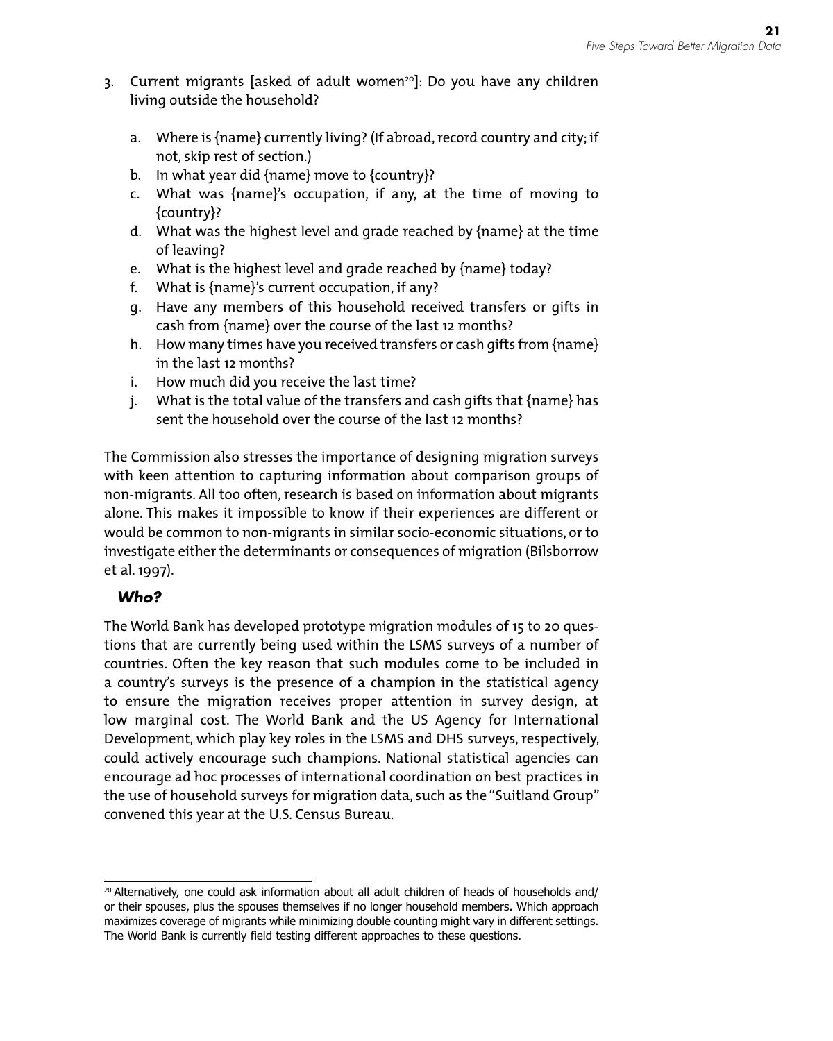3. Current migrants [asked of adult women[20]]: Do you have any children living outside the household?

    a. Where is {name} currently living? (If abroad, record country and city; if not, skip rest of section.)
    b. In what year did {name} move to {country}?
    c. What was {name}'s occupation, if any, at the time of moving to {country}?
    d. What was the highest level and grade reached by {name} at the time of leaving?
    e. What is the highest level and grade reached by {name} today?
    f. What is {name}'s current occupation, if any?
    g. Have any members of this household received transfers or gifts in cash from {name} over the course of the last 12 months?
    h. How many times have you received transfers or cash gifts from {name} in the last 12 months?
    i. How much did you receive the last time?
    j. What is the total value of the transfers and cash gifts that {name} has sent the household over the course of the last 12 months?

The Commission also stresses the importance of designing migration surveys with keen attention to capturing information about comparison groups of non-migrants. All too often, research is based on information about migrants alone. This makes it impossible to know if their experiences are different or would be common to non-migrants in similar socio-economic situations, or to investigate either the determinants or consequences of migration (Bilsborrow et al. 1997).

### *Who?*

The World Bank has developed prototype migration modules of 15 to 20 questions that are currently being used within the LSMS surveys of a number of countries. Often the key reason that such modules come to be included in a country's surveys is the presence of a champion in the statistical agency to ensure the migration receives proper attention in survey design, at low marginal cost. The World Bank and the US Agency for International Development, which play key roles in the LSMS and DHS surveys, respectively, could actively encourage such champions. National statistical agencies can encourage ad hoc processes of international coordination on best practices in the use of household surveys for migration data, such as the "Suitland Group" convened this year at the U.S. Census Bureau.

---

[20] Alternatively, one could ask information about all adult children of heads of households and/or their spouses, plus the spouses themselves if no longer household members. Which approach maximizes coverage of migrants while minimizing double counting might vary in different settings. The World Bank is currently field testing different approaches to these questions.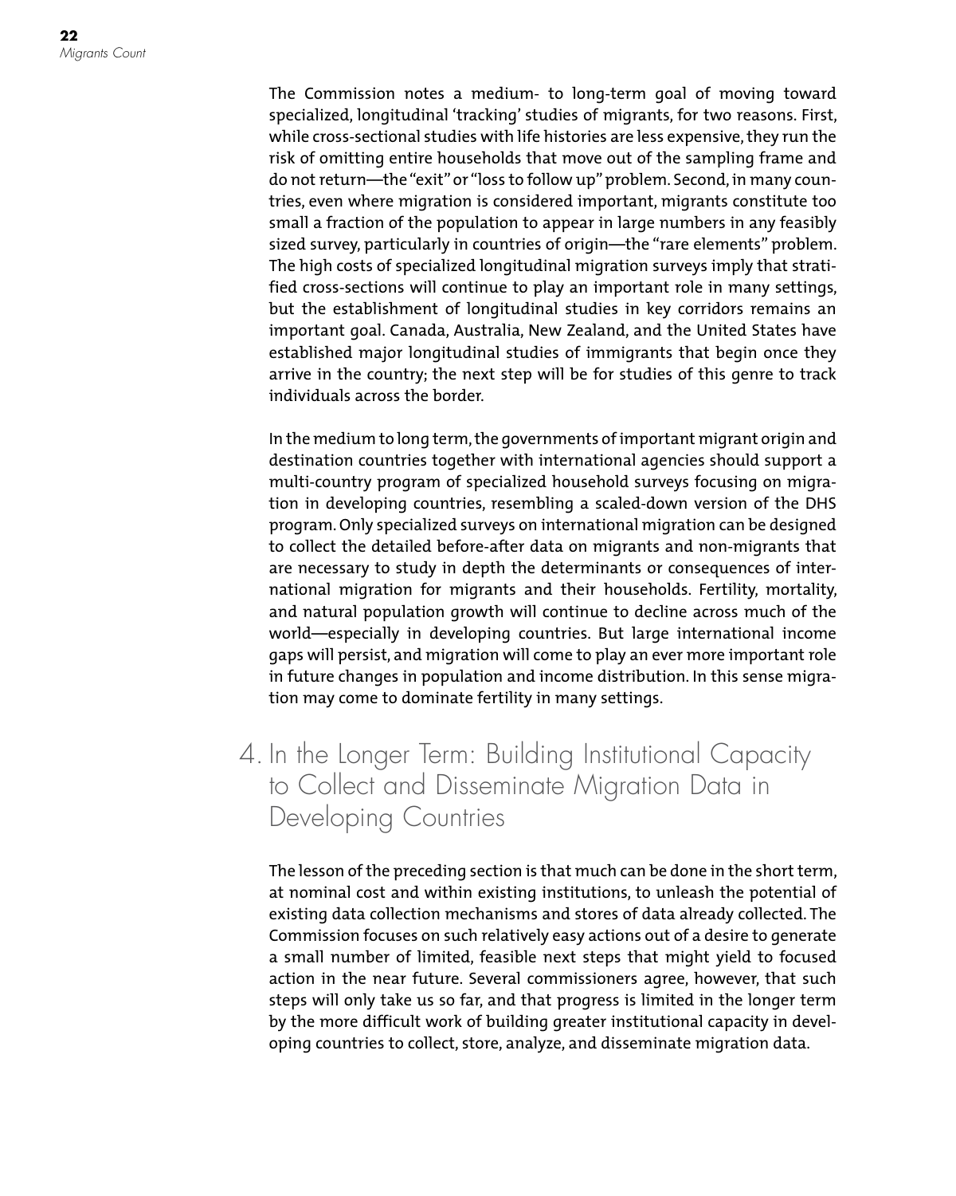The Commission notes a medium- to long-term goal of moving toward specialized, longitudinal 'tracking' studies of migrants, for two reasons. First, while cross-sectional studies with life histories are less expensive, they run the risk of omitting entire households that move out of the sampling frame and do not return—the "exit" or "loss to follow up" problem. Second, in many countries, even where migration is considered important, migrants constitute too small a fraction of the population to appear in large numbers in any feasibly sized survey, particularly in countries of origin—the "rare elements" problem. The high costs of specialized longitudinal migration surveys imply that stratified cross-sections will continue to play an important role in many settings, but the establishment of longitudinal studies in key corridors remains an important goal. Canada, Australia, New Zealand, and the United States have established major longitudinal studies of immigrants that begin once they arrive in the country; the next step will be for studies of this genre to track individuals across the border.

In the medium to long term, the governments of important migrant origin and destination countries together with international agencies should support a multi-country program of specialized household surveys focusing on migration in developing countries, resembling a scaled-down version of the DHS program. Only specialized surveys on international migration can be designed to collect the detailed before-after data on migrants and non-migrants that are necessary to study in depth the determinants or consequences of international migration for migrants and their households. Fertility, mortality, and natural population growth will continue to decline across much of the world—especially in developing countries. But large international income gaps will persist, and migration will come to play an ever more important role in future changes in population and income distribution. In this sense migration may come to dominate fertility in many settings.

## 4. In the Longer Term: Building Institutional Capacity to Collect and Disseminate Migration Data in Developing Countries

The lesson of the preceding section is that much can be done in the short term, at nominal cost and within existing institutions, to unleash the potential of existing data collection mechanisms and stores of data already collected. The Commission focuses on such relatively easy actions out of a desire to generate a small number of limited, feasible next steps that might yield to focused action in the near future. Several commissioners agree, however, that such steps will only take us so far, and that progress is limited in the longer term by the more difficult work of building greater institutional capacity in developing countries to collect, store, analyze, and disseminate migration data.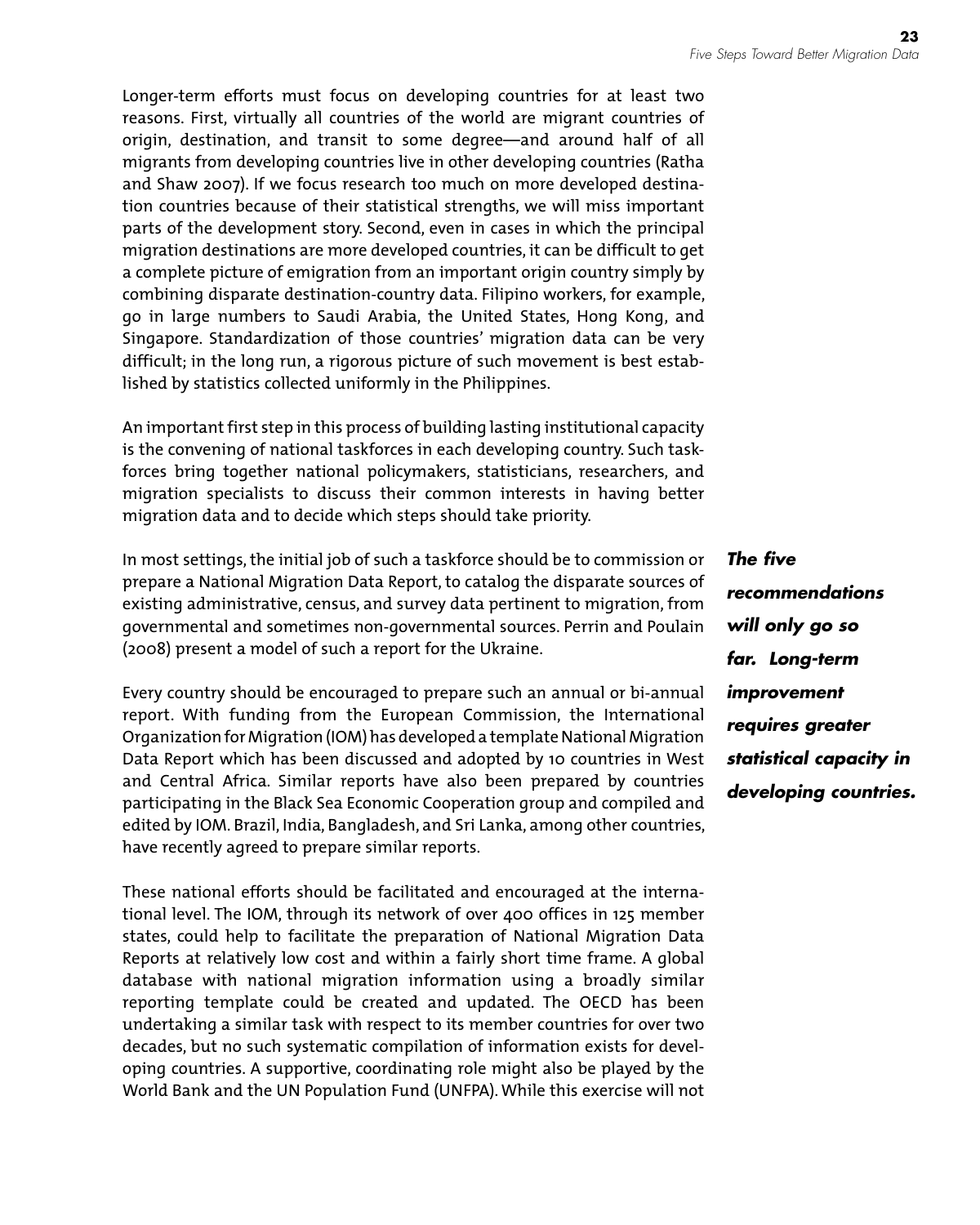Longer-term efforts must focus on developing countries for at least two reasons. First, virtually all countries of the world are migrant countries of origin, destination, and transit to some degree—and around half of all migrants from developing countries live in other developing countries (Ratha and Shaw 2007). If we focus research too much on more developed destination countries because of their statistical strengths, we will miss important parts of the development story. Second, even in cases in which the principal migration destinations are more developed countries, it can be difficult to get a complete picture of emigration from an important origin country simply by combining disparate destination-country data. Filipino workers, for example, go in large numbers to Saudi Arabia, the United States, Hong Kong, and Singapore. Standardization of those countries' migration data can be very difficult; in the long run, a rigorous picture of such movement is best established by statistics collected uniformly in the Philippines.

An important first step in this process of building lasting institutional capacity is the convening of national taskforces in each developing country. Such taskforces bring together national policymakers, statisticians, researchers, and migration specialists to discuss their common interests in having better migration data and to decide which steps should take priority.

***The five recommendations will only go so far. Long-term improvement requires greater statistical capacity in developing countries.***

In most settings, the initial job of such a taskforce should be to commission or prepare a National Migration Data Report, to catalog the disparate sources of existing administrative, census, and survey data pertinent to migration, from governmental and sometimes non-governmental sources. Perrin and Poulain (2008) present a model of such a report for the Ukraine.

Every country should be encouraged to prepare such an annual or bi-annual report. With funding from the European Commission, the International Organization for Migration (IOM) has developed a template National Migration Data Report which has been discussed and adopted by 10 countries in West and Central Africa. Similar reports have also been prepared by countries participating in the Black Sea Economic Cooperation group and compiled and edited by IOM. Brazil, India, Bangladesh, and Sri Lanka, among other countries, have recently agreed to prepare similar reports.

These national efforts should be facilitated and encouraged at the international level. The IOM, through its network of over 400 offices in 125 member states, could help to facilitate the preparation of National Migration Data Reports at relatively low cost and within a fairly short time frame. A global database with national migration information using a broadly similar reporting template could be created and updated. The OECD has been undertaking a similar task with respect to its member countries for over two decades, but no such systematic compilation of information exists for developing countries. A supportive, coordinating role might also be played by the World Bank and the UN Population Fund (UNFPA). While this exercise will not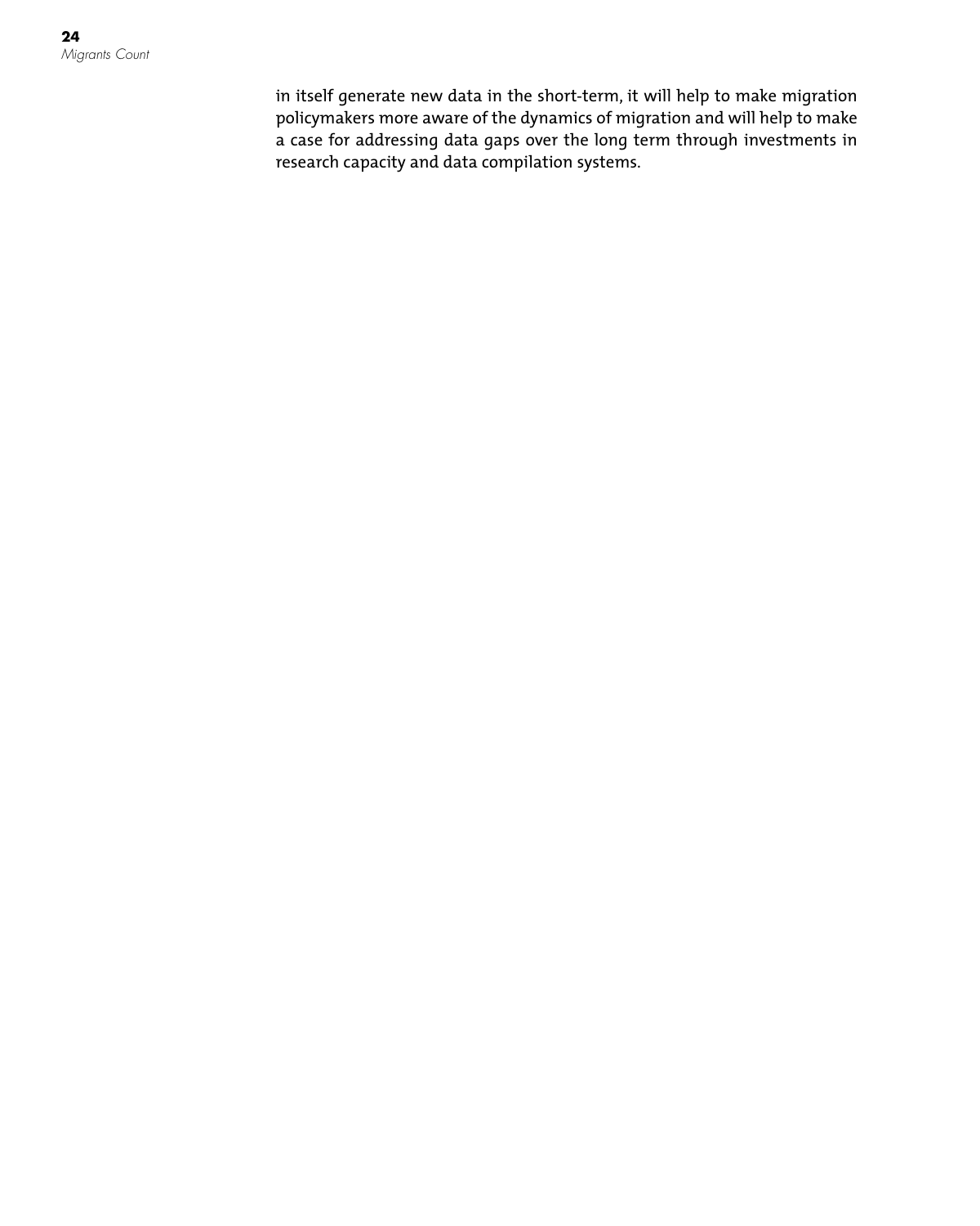in itself generate new data in the short-term, it will help to make migration policymakers more aware of the dynamics of migration and will help to make a case for addressing data gaps over the long term through investments in research capacity and data compilation systems.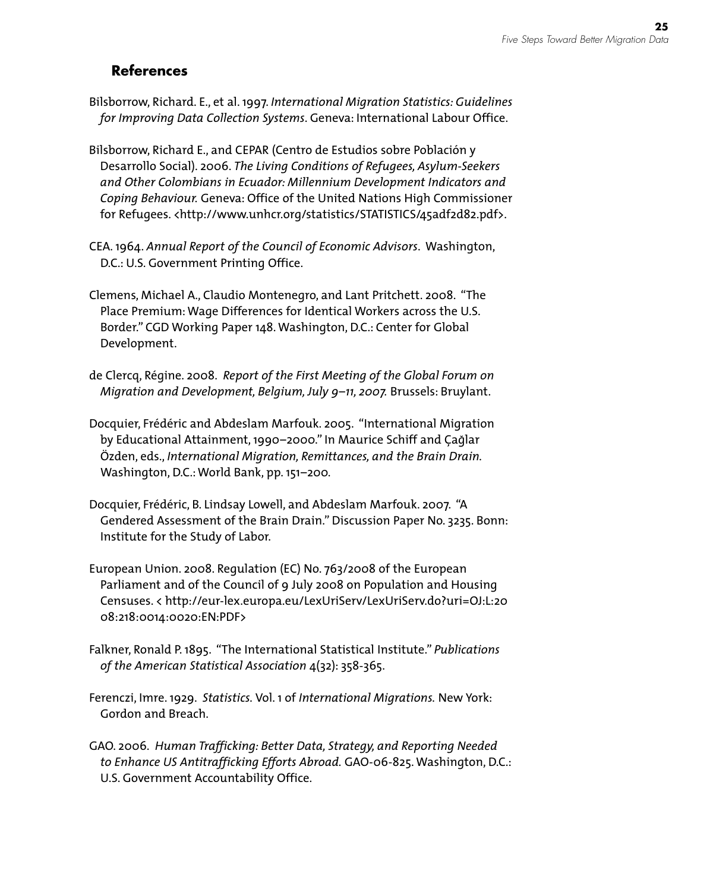## References

Bilsborrow, Richard. E., et al. 1997. *International Migration Statistics: Guidelines for Improving Data Collection Systems*. Geneva: International Labour Office.

Bilsborrow, Richard E., and CEPAR (Centro de Estudios sobre Población y Desarrollo Social). 2006. *The Living Conditions of Refugees, Asylum-Seekers and Other Colombians in Ecuador: Millennium Development Indicators and Coping Behaviour.* Geneva: Office of the United Nations High Commissioner for Refugees. <http://www.unhcr.org/statistics/STATISTICS/45adf2d82.pdf>.

CEA. 1964. *Annual Report of the Council of Economic Advisors*. Washington, D.C.: U.S. Government Printing Office.

Clemens, Michael A., Claudio Montenegro, and Lant Pritchett. 2008. "The Place Premium: Wage Differences for Identical Workers across the U.S. Border." CGD Working Paper 148. Washington, D.C.: Center for Global Development.

de Clercq, Régine. 2008. *Report of the First Meeting of the Global Forum on Migration and Development, Belgium, July 9–11, 2007.* Brussels: Bruylant.

Docquier, Frédéric and Abdeslam Marfouk. 2005. "International Migration by Educational Attainment, 1990–2000." In Maurice Schiff and Çağlar Özden, eds., *International Migration, Remittances, and the Brain Drain*. Washington, D.C.: World Bank, pp. 151–200.

Docquier, Frédéric, B. Lindsay Lowell, and Abdeslam Marfouk. 2007. "A Gendered Assessment of the Brain Drain." Discussion Paper No. 3235. Bonn: Institute for the Study of Labor.

European Union. 2008. Regulation (EC) No. 763/2008 of the European Parliament and of the Council of 9 July 2008 on Population and Housing Censuses. < http://eur-lex.europa.eu/LexUriServ/LexUriServ.do?uri=OJ:L:2008:218:0014:0020:EN:PDF>

Falkner, Ronald P. 1895. "The International Statistical Institute." *Publications of the American Statistical Association* 4(32): 358-365.

Ferenczi, Imre. 1929. *Statistics.* Vol. 1 of *International Migrations.* New York: Gordon and Breach.

GAO. 2006. *Human Trafficking: Better Data, Strategy, and Reporting Needed to Enhance US Antitrafficking Efforts Abroad.* GAO-06-825. Washington, D.C.: U.S. Government Accountability Office.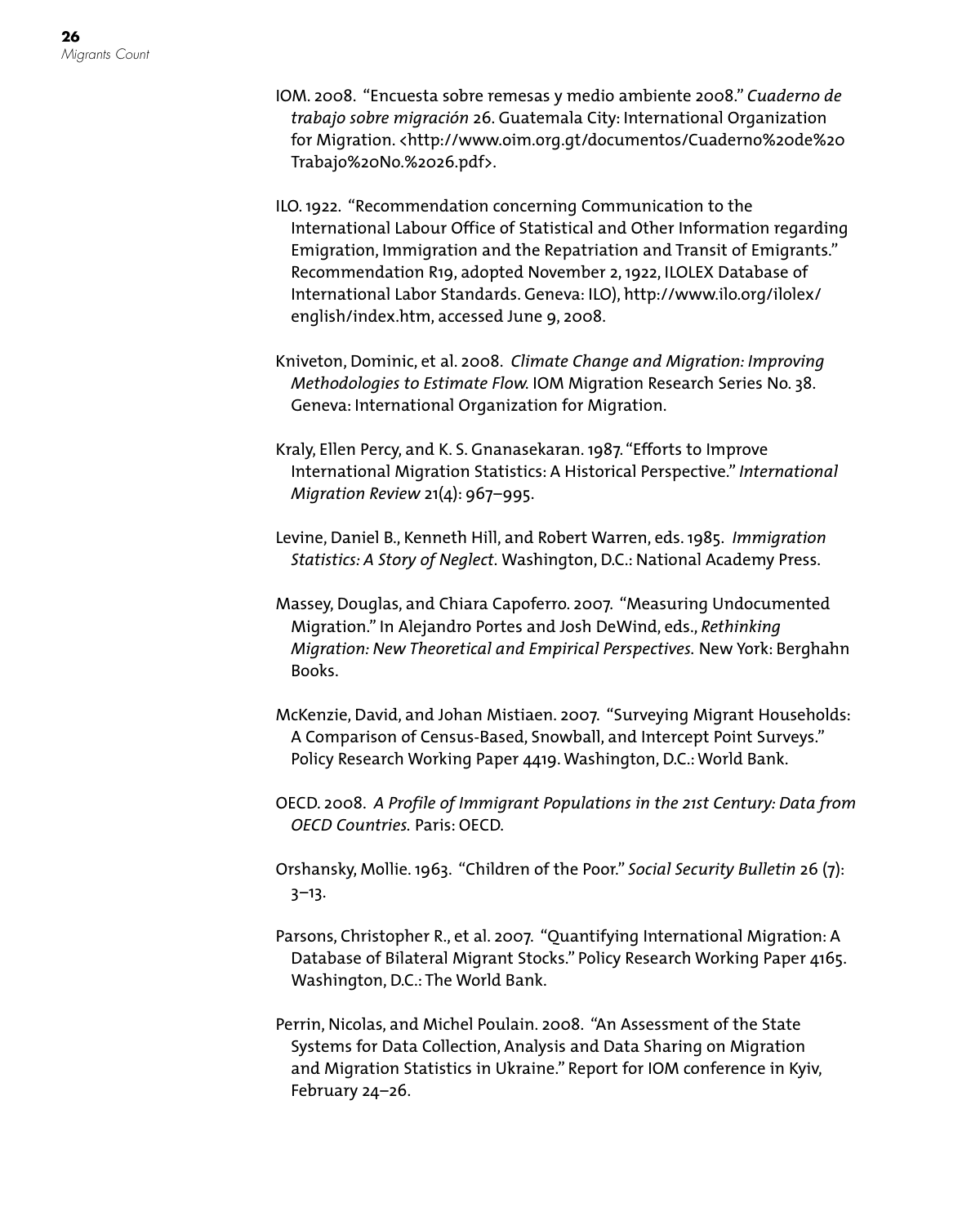IOM. 2008. "Encuesta sobre remesas y medio ambiente 2008." *Cuaderno de trabajo sobre migración* 26. Guatemala City: International Organization for Migration. <http://www.oim.org.gt/documentos/Cuaderno%20de%20Trabajo%20No.%2026.pdf>.

ILO. 1922. "Recommendation concerning Communication to the International Labour Office of Statistical and Other Information regarding Emigration, Immigration and the Repatriation and Transit of Emigrants." Recommendation R19, adopted November 2, 1922, ILOLEX Database of International Labor Standards. Geneva: ILO), http://www.ilo.org/ilolex/english/index.htm, accessed June 9, 2008.

Kniveton, Dominic, et al. 2008. *Climate Change and Migration: Improving Methodologies to Estimate Flow.* IOM Migration Research Series No. 38. Geneva: International Organization for Migration.

Kraly, Ellen Percy, and K. S. Gnanasekaran. 1987. "Efforts to Improve International Migration Statistics: A Historical Perspective." *International Migration Review* 21(4): 967–995.

Levine, Daniel B., Kenneth Hill, and Robert Warren, eds. 1985. *Immigration Statistics: A Story of Neglect.* Washington, D.C.: National Academy Press.

Massey, Douglas, and Chiara Capoferro. 2007. "Measuring Undocumented Migration." In Alejandro Portes and Josh DeWind, eds., *Rethinking Migration: New Theoretical and Empirical Perspectives.* New York: Berghahn Books.

McKenzie, David, and Johan Mistiaen. 2007. "Surveying Migrant Households: A Comparison of Census-Based, Snowball, and Intercept Point Surveys." Policy Research Working Paper 4419. Washington, D.C.: World Bank.

OECD. 2008. *A Profile of Immigrant Populations in the 21st Century: Data from OECD Countries.* Paris: OECD.

Orshansky, Mollie. 1963. "Children of the Poor." *Social Security Bulletin* 26 (7): 3–13.

Parsons, Christopher R., et al. 2007. "Quantifying International Migration: A Database of Bilateral Migrant Stocks." Policy Research Working Paper 4165. Washington, D.C.: The World Bank.

Perrin, Nicolas, and Michel Poulain. 2008. "An Assessment of the State Systems for Data Collection, Analysis and Data Sharing on Migration and Migration Statistics in Ukraine." Report for IOM conference in Kyiv, February 24–26.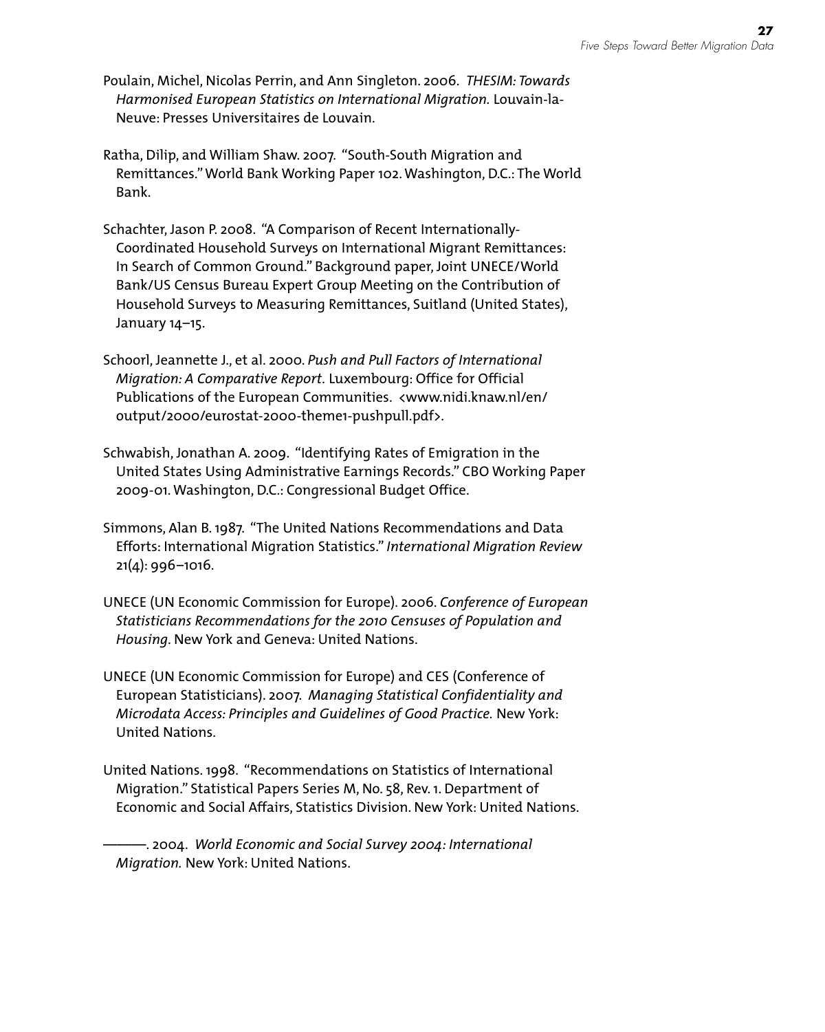Poulain, Michel, Nicolas Perrin, and Ann Singleton. 2006. *THESIM: Towards Harmonised European Statistics on International Migration.* Louvain-la-Neuve: Presses Universitaires de Louvain.

Ratha, Dilip, and William Shaw. 2007. "South-South Migration and Remittances." World Bank Working Paper 102. Washington, D.C.: The World Bank.

Schachter, Jason P. 2008. "A Comparison of Recent Internationally-Coordinated Household Surveys on International Migrant Remittances: In Search of Common Ground." Background paper, Joint UNECE/World Bank/US Census Bureau Expert Group Meeting on the Contribution of Household Surveys to Measuring Remittances, Suitland (United States), January 14–15.

Schoorl, Jeannette J., et al. 2000. *Push and Pull Factors of International Migration: A Comparative Report*. Luxembourg: Office for Official Publications of the European Communities. <www.nidi.knaw.nl/en/output/2000/eurostat-2000-theme1-pushpull.pdf>.

Schwabish, Jonathan A. 2009. "Identifying Rates of Emigration in the United States Using Administrative Earnings Records." CBO Working Paper 2009-01. Washington, D.C.: Congressional Budget Office.

Simmons, Alan B. 1987. "The United Nations Recommendations and Data Efforts: International Migration Statistics." *International Migration Review* 21(4): 996–1016.

UNECE (UN Economic Commission for Europe). 2006. *Conference of European Statisticians Recommendations for the 2010 Censuses of Population and Housing*. New York and Geneva: United Nations.

UNECE (UN Economic Commission for Europe) and CES (Conference of European Statisticians). 2007. *Managing Statistical Confidentiality and Microdata Access: Principles and Guidelines of Good Practice.* New York: United Nations.

United Nations. 1998. "Recommendations on Statistics of International Migration." Statistical Papers Series M, No. 58, Rev. 1. Department of Economic and Social Affairs, Statistics Division. New York: United Nations.

———. 2004. *World Economic and Social Survey 2004: International Migration.* New York: United Nations.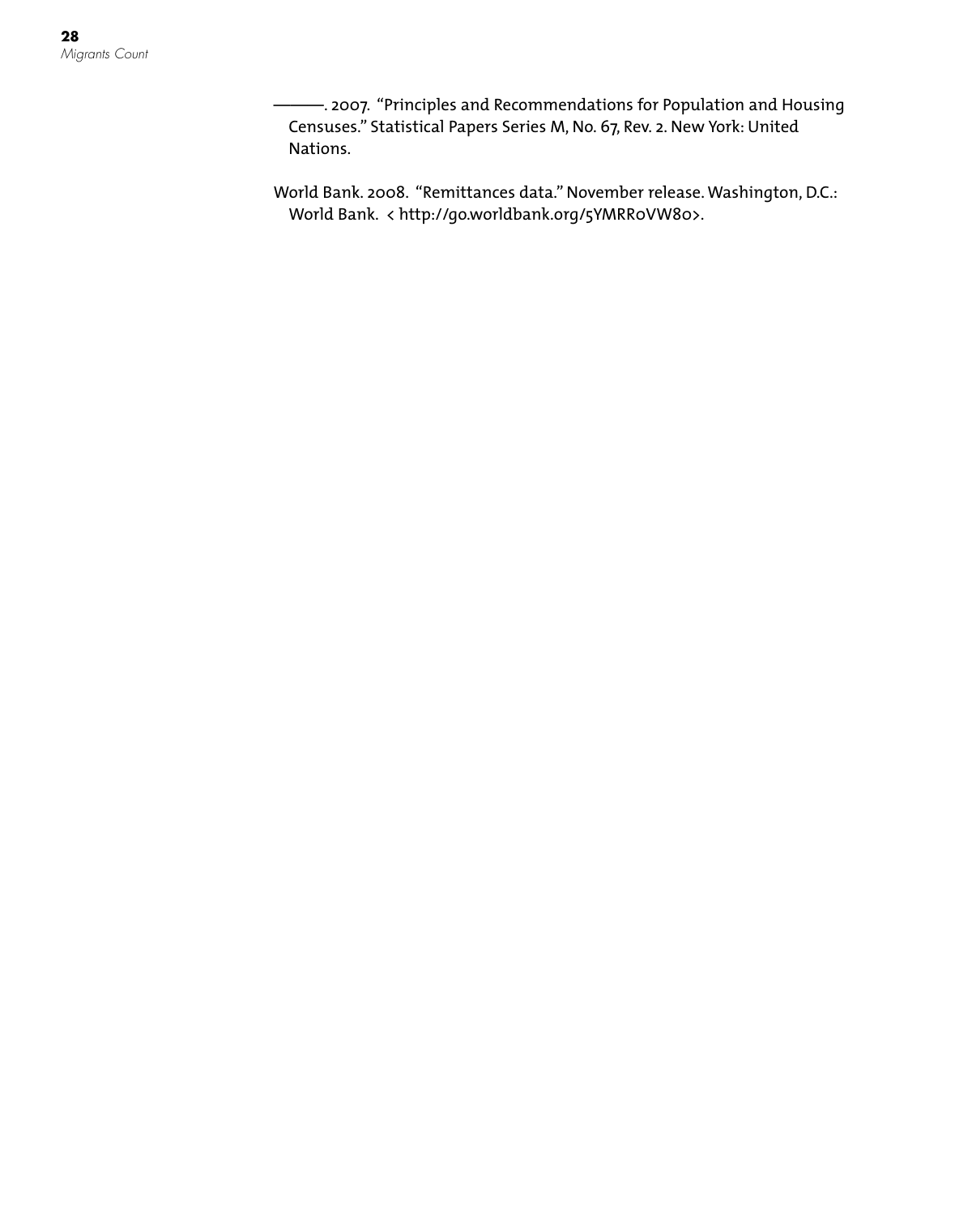———. 2007. "Principles and Recommendations for Population and Housing Censuses." Statistical Papers Series M, No. 67, Rev. 2. New York: United Nations.

World Bank. 2008. "Remittances data." November release. Washington, D.C.: World Bank. < http://go.worldbank.org/5YMRR0VW80>.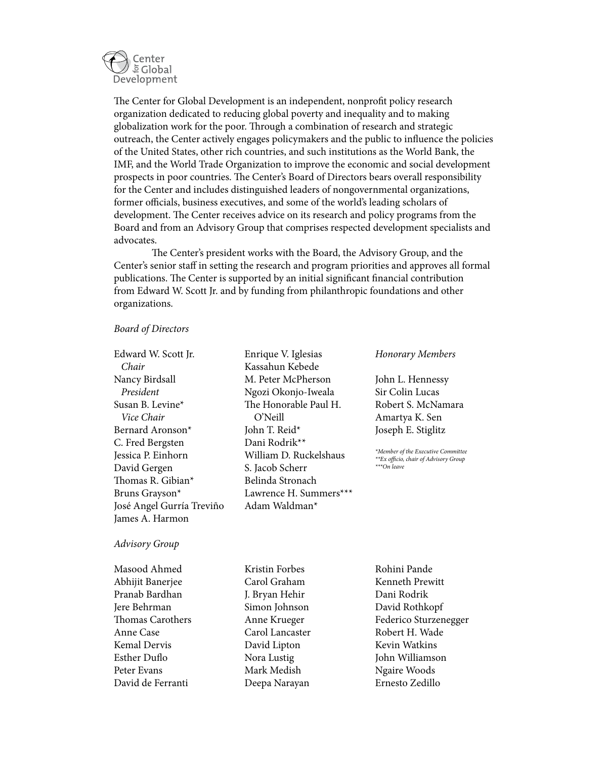Center for Global Development

The Center for Global Development is an independent, nonprofit policy research organization dedicated to reducing global poverty and inequality and to making globalization work for the poor. Through a combination of research and strategic outreach, the Center actively engages policymakers and the public to influence the policies of the United States, other rich countries, and such institutions as the World Bank, the IMF, and the World Trade Organization to improve the economic and social development prospects in poor countries. The Center's Board of Directors bears overall responsibility for the Center and includes distinguished leaders of nongovernmental organizations, former officials, business executives, and some of the world's leading scholars of development. The Center receives advice on its research and policy programs from the Board and from an Advisory Group that comprises respected development specialists and advocates.

The Center's president works with the Board, the Advisory Group, and the Center's senior staff in setting the research and program priorities and approves all formal publications. The Center is supported by an initial significant financial contribution from Edward W. Scott Jr. and by funding from philanthropic foundations and other organizations.

*Board of Directors*

Edward W. Scott Jr.
*Chair*
Nancy Birdsall
*President*
Susan B. Levine*
*Vice Chair*
Bernard Aronson*
C. Fred Bergsten
Jessica P. Einhorn
David Gergen
Thomas R. Gibian*
Bruns Grayson*
José Angel Gurría Treviño
James A. Harmon
Enrique V. Iglesias
Kassahun Kebede
M. Peter McPherson
Ngozi Okonjo-Iweala
The Honorable Paul H. O'Neill
John T. Reid*
Dani Rodrik**
William D. Ruckelshaus
S. Jacob Scherr
Belinda Stronach
Lawrence H. Summers***
Adam Waldman*

*Honorary Members*

John L. Hennessy
Sir Colin Lucas
Robert S. McNamara
Amartya K. Sen
Joseph E. Stiglitz

*\*Member of the Executive Committee*
*\*\*Ex officio, chair of Advisory Group*
*\*\*\*On leave*

*Advisory Group*

Masood Ahmed
Abhijit Banerjee
Pranab Bardhan
Jere Behrman
Thomas Carothers
Anne Case
Kemal Dervis
Esther Duflo
Peter Evans
David de Ferranti
Kristin Forbes
Carol Graham
J. Bryan Hehir
Simon Johnson
Anne Krueger
Carol Lancaster
David Lipton
Nora Lustig
Mark Medish
Deepa Narayan
Rohini Pande
Kenneth Prewitt
Dani Rodrik
David Rothkopf
Federico Sturzenegger
Robert H. Wade
Kevin Watkins
John Williamson
Ngaire Woods
Ernesto Zedillo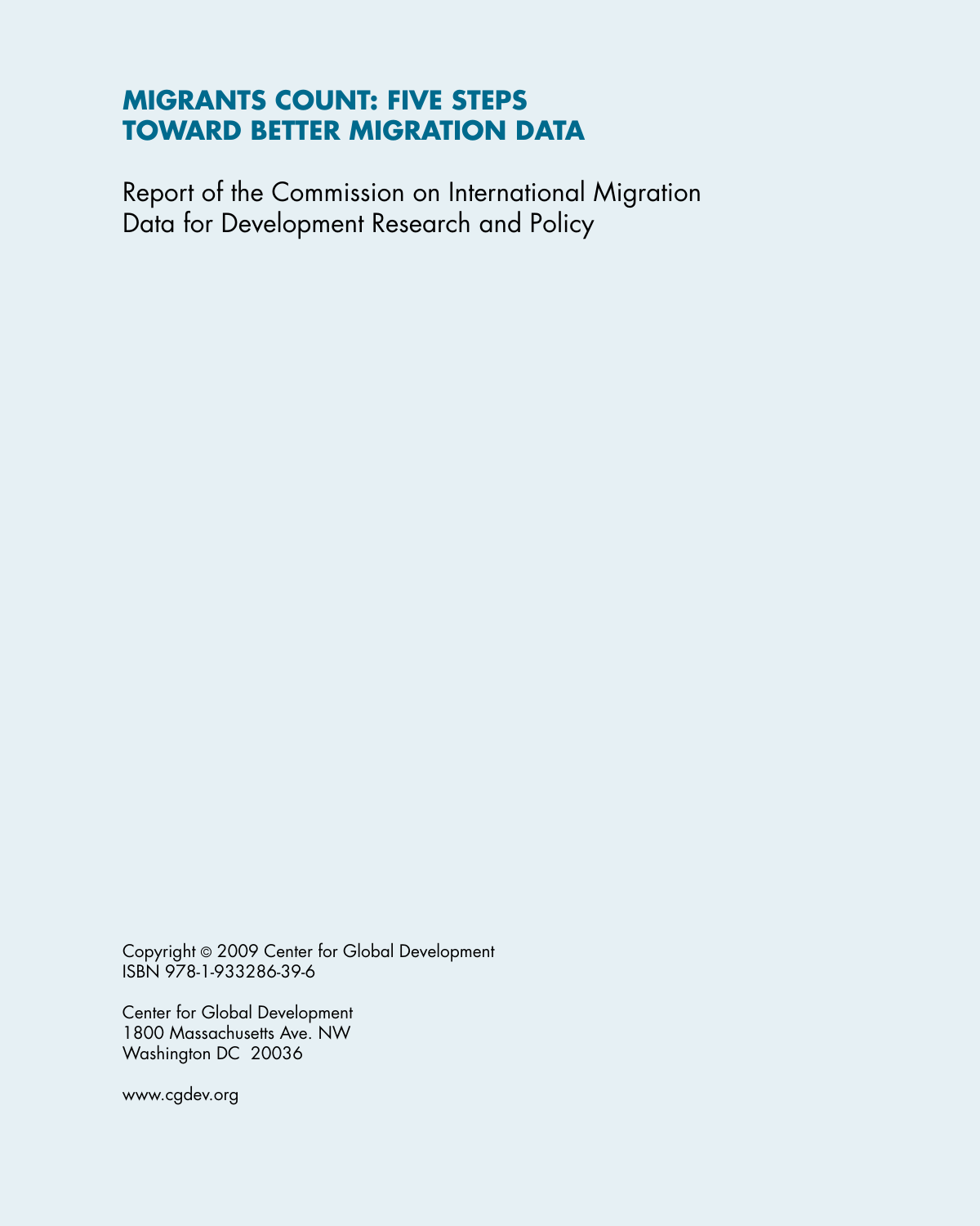# MIGRANTS COUNT: FIVE STEPS TOWARD BETTER MIGRATION DATA

Report of the Commission on International Migration Data for Development Research and Policy

Copyright © 2009 Center for Global Development
ISBN 978-1-933286-39-6

Center for Global Development
1800 Massachusetts Ave. NW
Washington DC 20036

www.cgdev.org